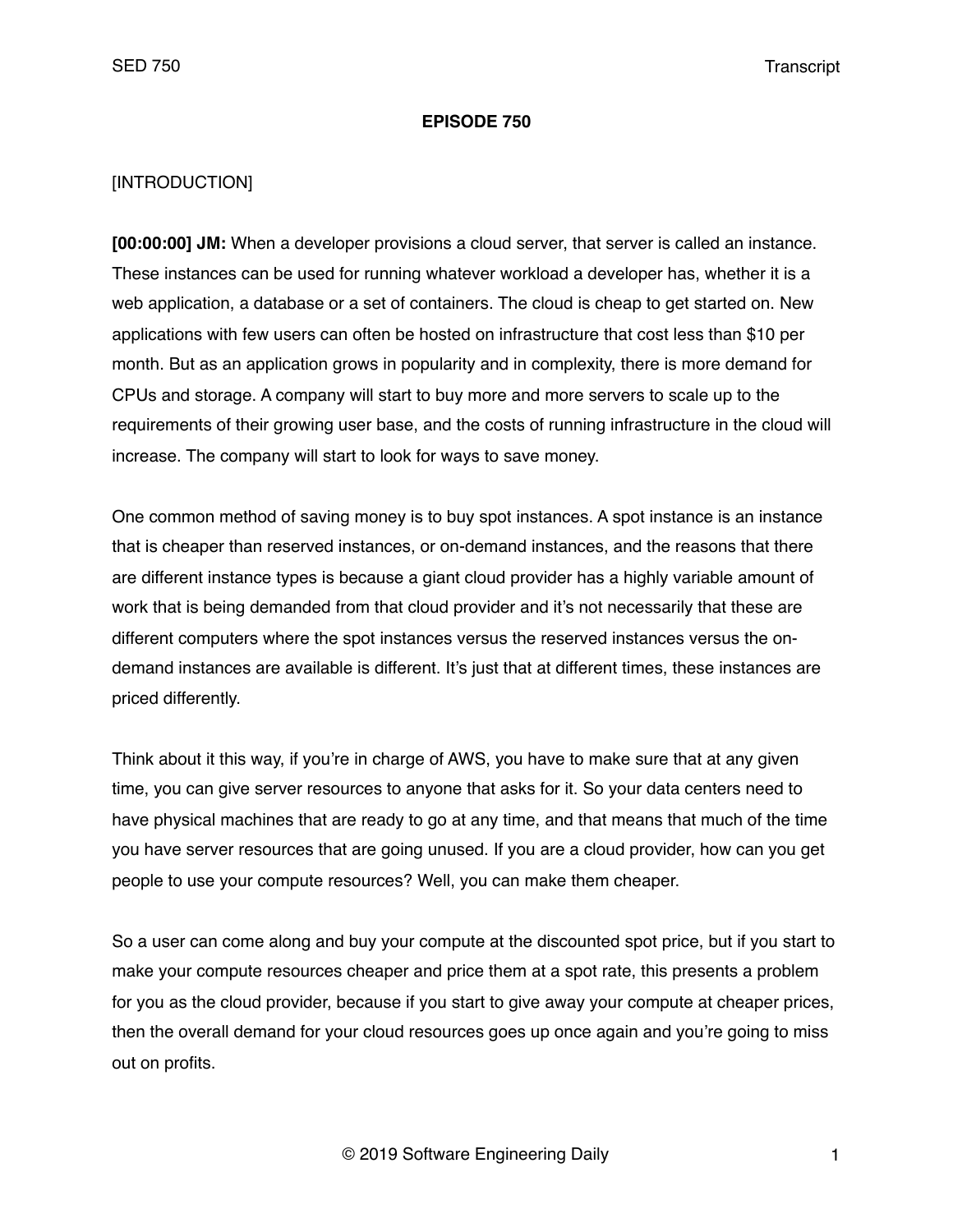**EPISODE 750**

[INTRODUCTION]

**[00:00:00] JM:** When a developer provisions a cloud server, that server is called an instance. These instances can be used for running whatever workload a developer has, whether it is a web application, a database or a set of containers. The cloud is cheap to get started on. New applications with few users can often be hosted on infrastructure that cost less than $10 per month. But as an application grows in popularity and in complexity, there is more demand for CPUs and storage. A company will start to buy more and more servers to scale up to the requirements of their growing user base, and the costs of running infrastructure in the cloud will increase. The company will start to look for ways to save money.

One common method of saving money is to buy spot instances. A spot instance is an instance that is cheaper than reserved instances, or on-demand instances, and the reasons that there are different instance types is because a giant cloud provider has a highly variable amount of work that is being demanded from that cloud provider and it's not necessarily that these are different computers where the spot instances versus the reserved instances versus the on-demand instances are available is different. It's just that at different times, these instances are priced differently.

Think about it this way, if you're in charge of AWS, you have to make sure that at any given time, you can give server resources to anyone that asks for it. So your data centers need to have physical machines that are ready to go at any time, and that means that much of the time you have server resources that are going unused. If you are a cloud provider, how can you get people to use your compute resources? Well, you can make them cheaper.

So a user can come along and buy your compute at the discounted spot price, but if you start to make your compute resources cheaper and price them at a spot rate, this presents a problem for you as the cloud provider, because if you start to give away your compute at cheaper prices, then the overall demand for your cloud resources goes up once again and you're going to miss out on profits.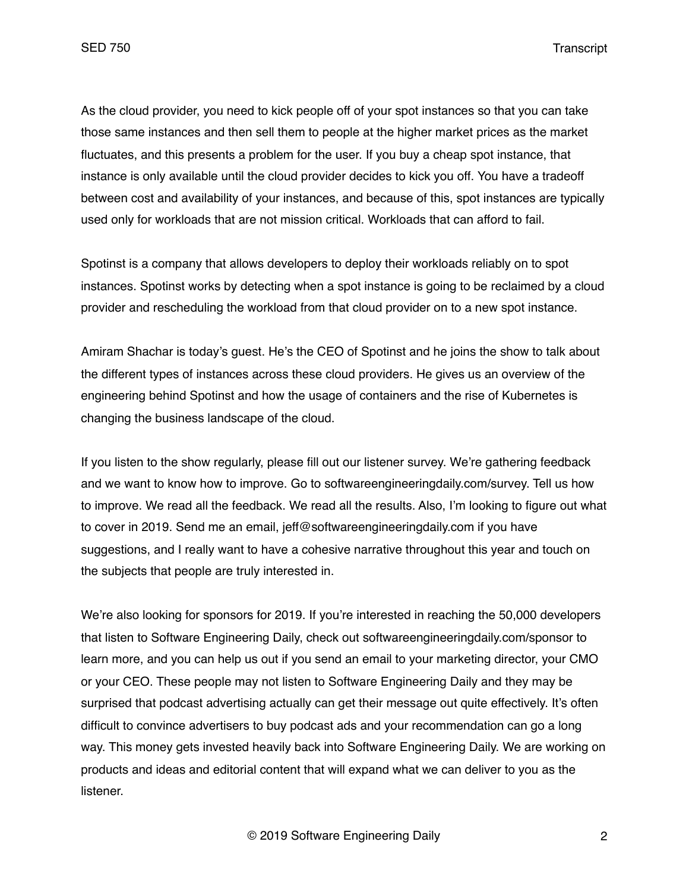As the cloud provider, you need to kick people off of your spot instances so that you can take those same instances and then sell them to people at the higher market prices as the market fluctuates, and this presents a problem for the user. If you buy a cheap spot instance, that instance is only available until the cloud provider decides to kick you off. You have a tradeoff between cost and availability of your instances, and because of this, spot instances are typically used only for workloads that are not mission critical. Workloads that can afford to fail.

Spotinst is a company that allows developers to deploy their workloads reliably on to spot instances. Spotinst works by detecting when a spot instance is going to be reclaimed by a cloud provider and rescheduling the workload from that cloud provider on to a new spot instance.

Amiram Shachar is today's guest. He's the CEO of Spotinst and he joins the show to talk about the different types of instances across these cloud providers. He gives us an overview of the engineering behind Spotinst and how the usage of containers and the rise of Kubernetes is changing the business landscape of the cloud.

If you listen to the show regularly, please fill out our listener survey. We're gathering feedback and we want to know how to improve. Go to softwareengineeringdaily.com/survey. Tell us how to improve. We read all the feedback. We read all the results. Also, I'm looking to figure out what to cover in 2019. Send me an email, jeff@softwareengineeringdaily.com if you have suggestions, and I really want to have a cohesive narrative throughout this year and touch on the subjects that people are truly interested in.

We're also looking for sponsors for 2019. If you're interested in reaching the 50,000 developers that listen to Software Engineering Daily, check out softwareengineeringdaily.com/sponsor to learn more, and you can help us out if you send an email to your marketing director, your CMO or your CEO. These people may not listen to Software Engineering Daily and they may be surprised that podcast advertising actually can get their message out quite effectively. It's often difficult to convince advertisers to buy podcast ads and your recommendation can go a long way. This money gets invested heavily back into Software Engineering Daily. We are working on products and ideas and editorial content that will expand what we can deliver to you as the listener.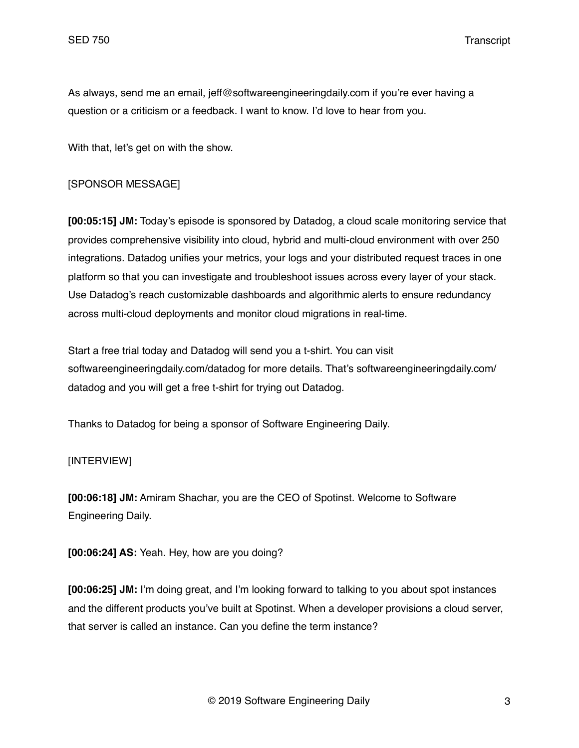As always, send me an email, jeff@softwareengineeringdaily.com if you're ever having a question or a criticism or a feedback. I want to know. I'd love to hear from you.

With that, let's get on with the show.

[SPONSOR MESSAGE]

**[00:05:15] JM:** Today's episode is sponsored by Datadog, a cloud scale monitoring service that provides comprehensive visibility into cloud, hybrid and multi-cloud environment with over 250 integrations. Datadog unifies your metrics, your logs and your distributed request traces in one platform so that you can investigate and troubleshoot issues across every layer of your stack. Use Datadog's reach customizable dashboards and algorithmic alerts to ensure redundancy across multi-cloud deployments and monitor cloud migrations in real-time.

Start a free trial today and Datadog will send you a t-shirt. You can visit softwareengineeringdaily.com/datadog for more details. That's softwareengineeringdaily.com/datadog and you will get a free t-shirt for trying out Datadog.

Thanks to Datadog for being a sponsor of Software Engineering Daily.

[INTERVIEW]

**[00:06:18] JM:** Amiram Shachar, you are the CEO of Spotinst. Welcome to Software Engineering Daily.

**[00:06:24] AS:** Yeah. Hey, how are you doing?

**[00:06:25] JM:** I'm doing great, and I'm looking forward to talking to you about spot instances and the different products you've built at Spotinst. When a developer provisions a cloud server, that server is called an instance. Can you define the term instance?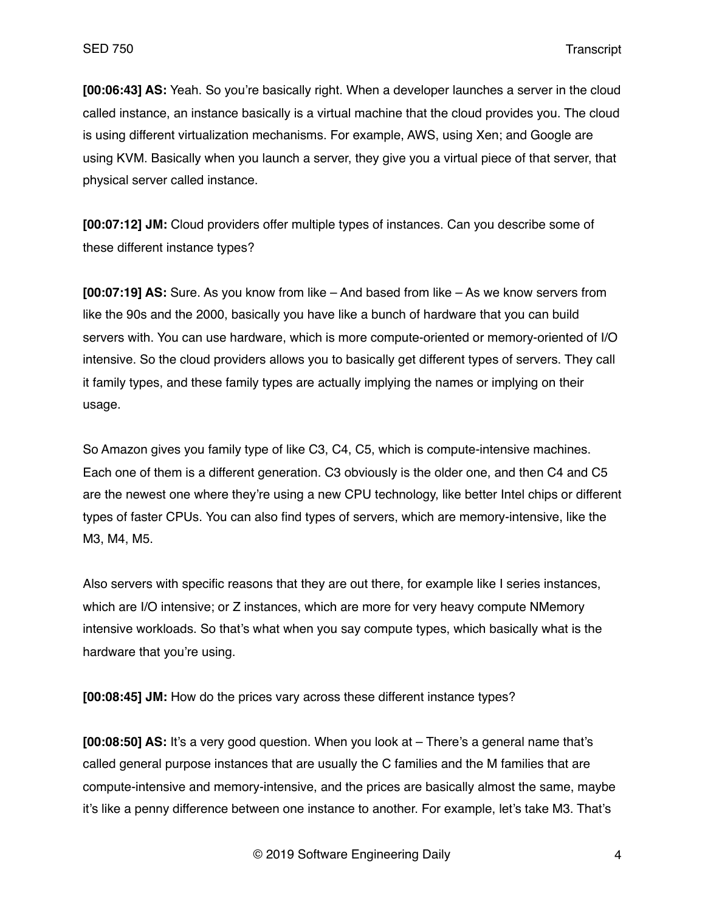**[00:06:43] AS:** Yeah. So you're basically right. When a developer launches a server in the cloud called instance, an instance basically is a virtual machine that the cloud provides you. The cloud is using different virtualization mechanisms. For example, AWS, using Xen; and Google are using KVM. Basically when you launch a server, they give you a virtual piece of that server, that physical server called instance.

**[00:07:12] JM:** Cloud providers offer multiple types of instances. Can you describe some of these different instance types?

**[00:07:19] AS:** Sure. As you know from like – And based from like – As we know servers from like the 90s and the 2000, basically you have like a bunch of hardware that you can build servers with. You can use hardware, which is more compute-oriented or memory-oriented of I/O intensive. So the cloud providers allows you to basically get different types of servers. They call it family types, and these family types are actually implying the names or implying on their usage.

So Amazon gives you family type of like C3, C4, C5, which is compute-intensive machines. Each one of them is a different generation. C3 obviously is the older one, and then C4 and C5 are the newest one where they're using a new CPU technology, like better Intel chips or different types of faster CPUs. You can also find types of servers, which are memory-intensive, like the M3, M4, M5.

Also servers with specific reasons that they are out there, for example like I series instances, which are I/O intensive; or Z instances, which are more for very heavy compute NMemory intensive workloads. So that's what when you say compute types, which basically what is the hardware that you're using.

**[00:08:45] JM:** How do the prices vary across these different instance types?

**[00:08:50] AS:** It's a very good question. When you look at – There's a general name that's called general purpose instances that are usually the C families and the M families that are compute-intensive and memory-intensive, and the prices are basically almost the same, maybe it's like a penny difference between one instance to another. For example, let's take M3. That's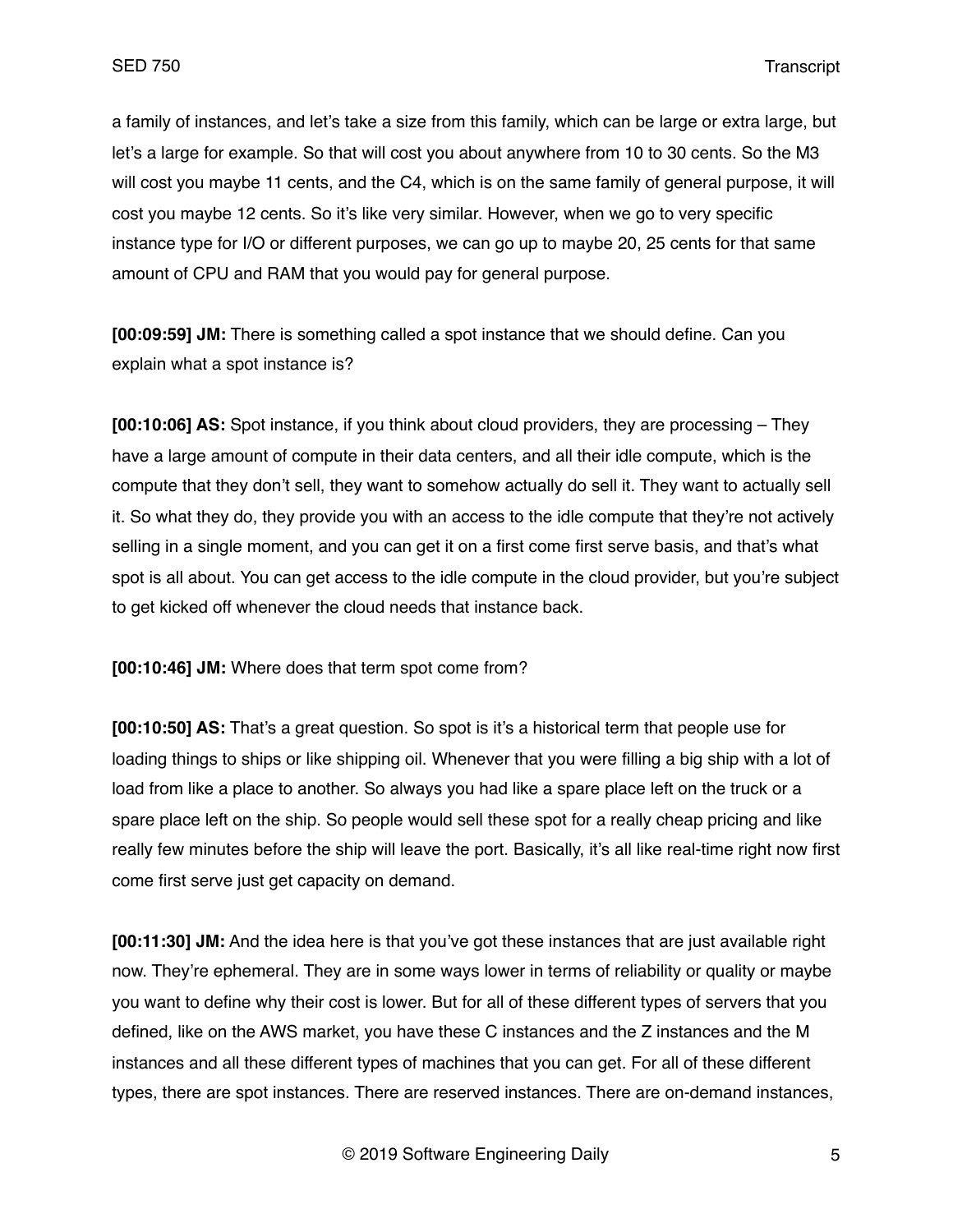a family of instances, and let's take a size from this family, which can be large or extra large, but let's a large for example. So that will cost you about anywhere from 10 to 30 cents. So the M3 will cost you maybe 11 cents, and the C4, which is on the same family of general purpose, it will cost you maybe 12 cents. So it's like very similar. However, when we go to very specific instance type for I/O or different purposes, we can go up to maybe 20, 25 cents for that same amount of CPU and RAM that you would pay for general purpose.

**[00:09:59] JM:** There is something called a spot instance that we should define. Can you explain what a spot instance is?

**[00:10:06] AS:** Spot instance, if you think about cloud providers, they are processing – They have a large amount of compute in their data centers, and all their idle compute, which is the compute that they don't sell, they want to somehow actually do sell it. They want to actually sell it. So what they do, they provide you with an access to the idle compute that they're not actively selling in a single moment, and you can get it on a first come first serve basis, and that's what spot is all about. You can get access to the idle compute in the cloud provider, but you're subject to get kicked off whenever the cloud needs that instance back.

**[00:10:46] JM:** Where does that term spot come from?

**[00:10:50] AS:** That's a great question. So spot is it's a historical term that people use for loading things to ships or like shipping oil. Whenever that you were filling a big ship with a lot of load from like a place to another. So always you had like a spare place left on the truck or a spare place left on the ship. So people would sell these spot for a really cheap pricing and like really few minutes before the ship will leave the port. Basically, it's all like real-time right now first come first serve just get capacity on demand.

**[00:11:30] JM:** And the idea here is that you've got these instances that are just available right now. They're ephemeral. They are in some ways lower in terms of reliability or quality or maybe you want to define why their cost is lower. But for all of these different types of servers that you defined, like on the AWS market, you have these C instances and the Z instances and the M instances and all these different types of machines that you can get. For all of these different types, there are spot instances. There are reserved instances. There are on-demand instances,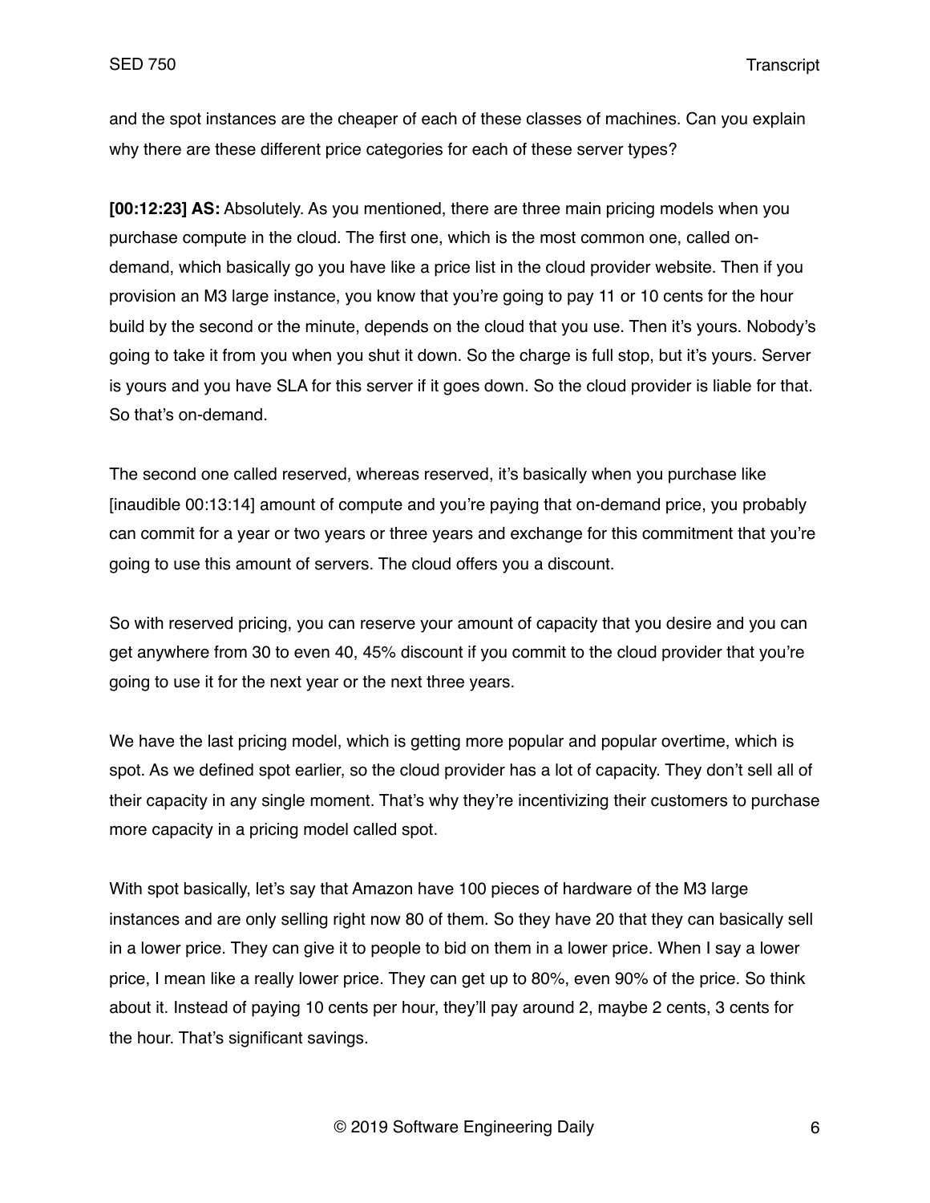and the spot instances are the cheaper of each of these classes of machines. Can you explain why there are these different price categories for each of these server types?

**[00:12:23] AS:** Absolutely. As you mentioned, there are three main pricing models when you purchase compute in the cloud. The first one, which is the most common one, called on-demand, which basically go you have like a price list in the cloud provider website. Then if you provision an M3 large instance, you know that you're going to pay 11 or 10 cents for the hour build by the second or the minute, depends on the cloud that you use. Then it's yours. Nobody's going to take it from you when you shut it down. So the charge is full stop, but it's yours. Server is yours and you have SLA for this server if it goes down. So the cloud provider is liable for that. So that's on-demand.

The second one called reserved, whereas reserved, it's basically when you purchase like [inaudible 00:13:14] amount of compute and you're paying that on-demand price, you probably can commit for a year or two years or three years and exchange for this commitment that you're going to use this amount of servers. The cloud offers you a discount.

So with reserved pricing, you can reserve your amount of capacity that you desire and you can get anywhere from 30 to even 40, 45% discount if you commit to the cloud provider that you're going to use it for the next year or the next three years.

We have the last pricing model, which is getting more popular and popular overtime, which is spot. As we defined spot earlier, so the cloud provider has a lot of capacity. They don't sell all of their capacity in any single moment. That's why they're incentivizing their customers to purchase more capacity in a pricing model called spot.

With spot basically, let's say that Amazon have 100 pieces of hardware of the M3 large instances and are only selling right now 80 of them. So they have 20 that they can basically sell in a lower price. They can give it to people to bid on them in a lower price. When I say a lower price, I mean like a really lower price. They can get up to 80%, even 90% of the price. So think about it. Instead of paying 10 cents per hour, they'll pay around 2, maybe 2 cents, 3 cents for the hour. That's significant savings.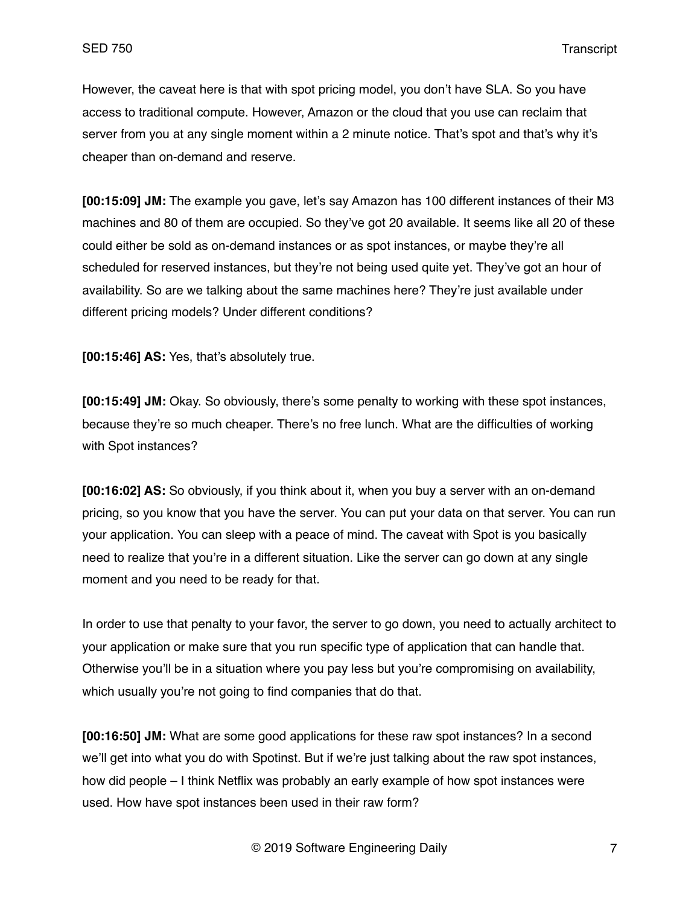However, the caveat here is that with spot pricing model, you don't have SLA. So you have access to traditional compute. However, Amazon or the cloud that you use can reclaim that server from you at any single moment within a 2 minute notice. That's spot and that's why it's cheaper than on-demand and reserve.

**[00:15:09] JM:** The example you gave, let's say Amazon has 100 different instances of their M3 machines and 80 of them are occupied. So they've got 20 available. It seems like all 20 of these could either be sold as on-demand instances or as spot instances, or maybe they're all scheduled for reserved instances, but they're not being used quite yet. They've got an hour of availability. So are we talking about the same machines here? They're just available under different pricing models? Under different conditions?

**[00:15:46] AS:** Yes, that's absolutely true.

**[00:15:49] JM:** Okay. So obviously, there's some penalty to working with these spot instances, because they're so much cheaper. There's no free lunch. What are the difficulties of working with Spot instances?

**[00:16:02] AS:** So obviously, if you think about it, when you buy a server with an on-demand pricing, so you know that you have the server. You can put your data on that server. You can run your application. You can sleep with a peace of mind. The caveat with Spot is you basically need to realize that you're in a different situation. Like the server can go down at any single moment and you need to be ready for that.

In order to use that penalty to your favor, the server to go down, you need to actually architect to your application or make sure that you run specific type of application that can handle that. Otherwise you'll be in a situation where you pay less but you're compromising on availability, which usually you're not going to find companies that do that.

**[00:16:50] JM:** What are some good applications for these raw spot instances? In a second we'll get into what you do with Spotinst. But if we're just talking about the raw spot instances, how did people – I think Netflix was probably an early example of how spot instances were used. How have spot instances been used in their raw form?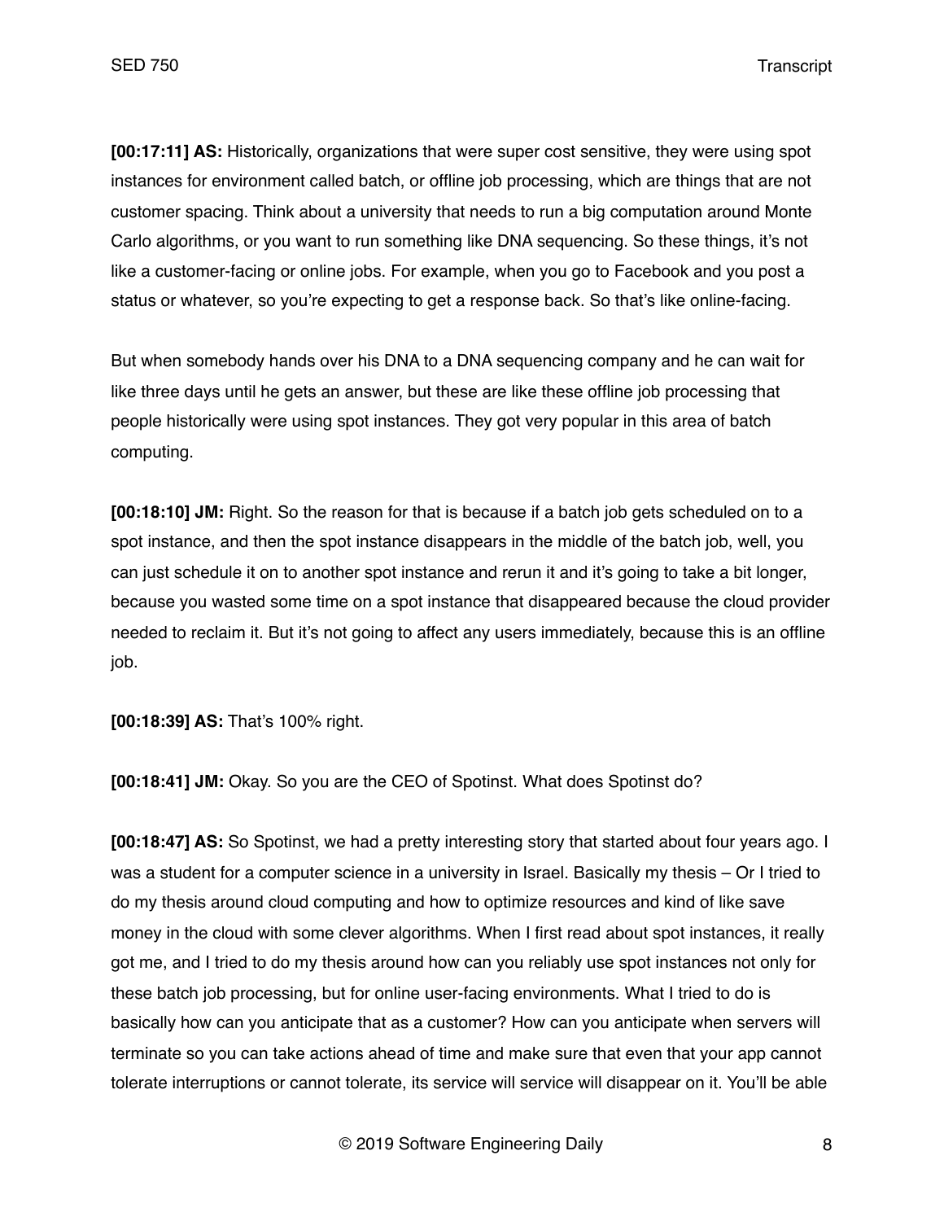**[00:17:11] AS:** Historically, organizations that were super cost sensitive, they were using spot instances for environment called batch, or offline job processing, which are things that are not customer spacing. Think about a university that needs to run a big computation around Monte Carlo algorithms, or you want to run something like DNA sequencing. So these things, it's not like a customer-facing or online jobs. For example, when you go to Facebook and you post a status or whatever, so you're expecting to get a response back. So that's like online-facing.

But when somebody hands over his DNA to a DNA sequencing company and he can wait for like three days until he gets an answer, but these are like these offline job processing that people historically were using spot instances. They got very popular in this area of batch computing.

**[00:18:10] JM:** Right. So the reason for that is because if a batch job gets scheduled on to a spot instance, and then the spot instance disappears in the middle of the batch job, well, you can just schedule it on to another spot instance and rerun it and it's going to take a bit longer, because you wasted some time on a spot instance that disappeared because the cloud provider needed to reclaim it. But it's not going to affect any users immediately, because this is an offline job.

**[00:18:39] AS:** That's 100% right.

**[00:18:41] JM:** Okay. So you are the CEO of Spotinst. What does Spotinst do?

**[00:18:47] AS:** So Spotinst, we had a pretty interesting story that started about four years ago. I was a student for a computer science in a university in Israel. Basically my thesis – Or I tried to do my thesis around cloud computing and how to optimize resources and kind of like save money in the cloud with some clever algorithms. When I first read about spot instances, it really got me, and I tried to do my thesis around how can you reliably use spot instances not only for these batch job processing, but for online user-facing environments. What I tried to do is basically how can you anticipate that as a customer? How can you anticipate when servers will terminate so you can take actions ahead of time and make sure that even that your app cannot tolerate interruptions or cannot tolerate, its service will service will disappear on it. You'll be able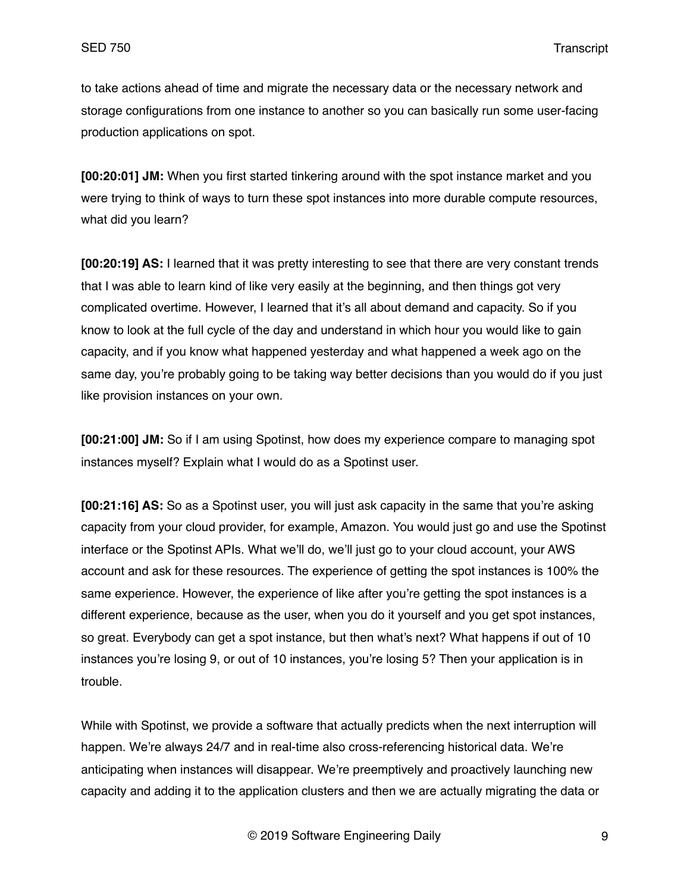to take actions ahead of time and migrate the necessary data or the necessary network and storage configurations from one instance to another so you can basically run some user-facing production applications on spot.

**[00:20:01] JM:** When you first started tinkering around with the spot instance market and you were trying to think of ways to turn these spot instances into more durable compute resources, what did you learn?

**[00:20:19] AS:** I learned that it was pretty interesting to see that there are very constant trends that I was able to learn kind of like very easily at the beginning, and then things got very complicated overtime. However, I learned that it's all about demand and capacity. So if you know to look at the full cycle of the day and understand in which hour you would like to gain capacity, and if you know what happened yesterday and what happened a week ago on the same day, you're probably going to be taking way better decisions than you would do if you just like provision instances on your own.

**[00:21:00] JM:** So if I am using Spotinst, how does my experience compare to managing spot instances myself? Explain what I would do as a Spotinst user.

**[00:21:16] AS:** So as a Spotinst user, you will just ask capacity in the same that you're asking capacity from your cloud provider, for example, Amazon. You would just go and use the Spotinst interface or the Spotinst APIs. What we'll do, we'll just go to your cloud account, your AWS account and ask for these resources. The experience of getting the spot instances is 100% the same experience. However, the experience of like after you're getting the spot instances is a different experience, because as the user, when you do it yourself and you get spot instances, so great. Everybody can get a spot instance, but then what's next? What happens if out of 10 instances you're losing 9, or out of 10 instances, you're losing 5? Then your application is in trouble.

While with Spotinst, we provide a software that actually predicts when the next interruption will happen. We're always 24/7 and in real-time also cross-referencing historical data. We're anticipating when instances will disappear. We're preemptively and proactively launching new capacity and adding it to the application clusters and then we are actually migrating the data or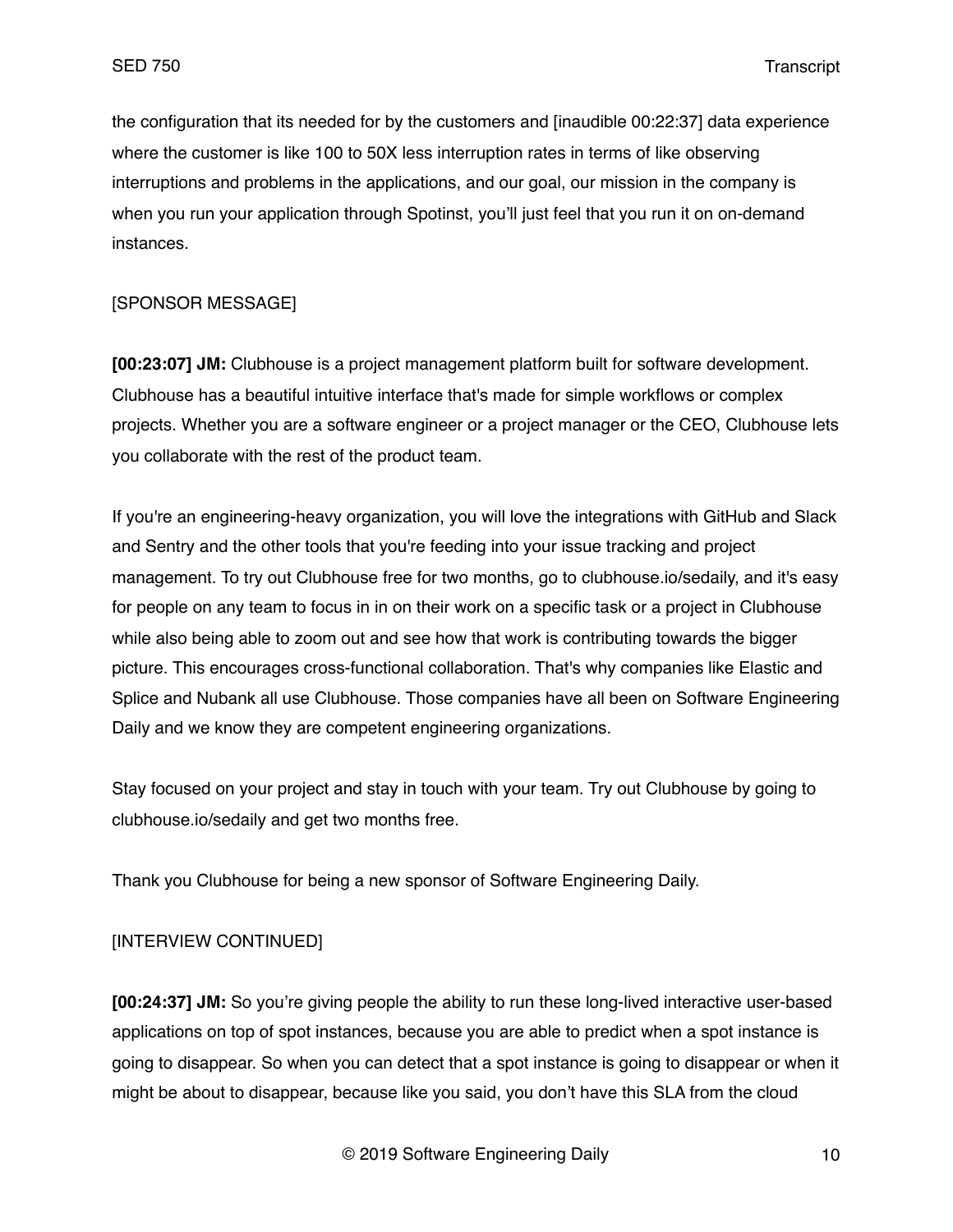the configuration that its needed for by the customers and [inaudible 00:22:37] data experience where the customer is like 100 to 50X less interruption rates in terms of like observing interruptions and problems in the applications, and our goal, our mission in the company is when you run your application through Spotinst, you'll just feel that you run it on on-demand instances.

[SPONSOR MESSAGE]

**[00:23:07] JM:** Clubhouse is a project management platform built for software development. Clubhouse has a beautiful intuitive interface that's made for simple workflows or complex projects. Whether you are a software engineer or a project manager or the CEO, Clubhouse lets you collaborate with the rest of the product team.

If you're an engineering-heavy organization, you will love the integrations with GitHub and Slack and Sentry and the other tools that you're feeding into your issue tracking and project management. To try out Clubhouse free for two months, go to clubhouse.io/sedaily, and it's easy for people on any team to focus in in on their work on a specific task or a project in Clubhouse while also being able to zoom out and see how that work is contributing towards the bigger picture. This encourages cross-functional collaboration. That's why companies like Elastic and Splice and Nubank all use Clubhouse. Those companies have all been on Software Engineering Daily and we know they are competent engineering organizations.

Stay focused on your project and stay in touch with your team. Try out Clubhouse by going to clubhouse.io/sedaily and get two months free.

Thank you Clubhouse for being a new sponsor of Software Engineering Daily.

[INTERVIEW CONTINUED]

**[00:24:37] JM:** So you're giving people the ability to run these long-lived interactive user-based applications on top of spot instances, because you are able to predict when a spot instance is going to disappear. So when you can detect that a spot instance is going to disappear or when it might be about to disappear, because like you said, you don't have this SLA from the cloud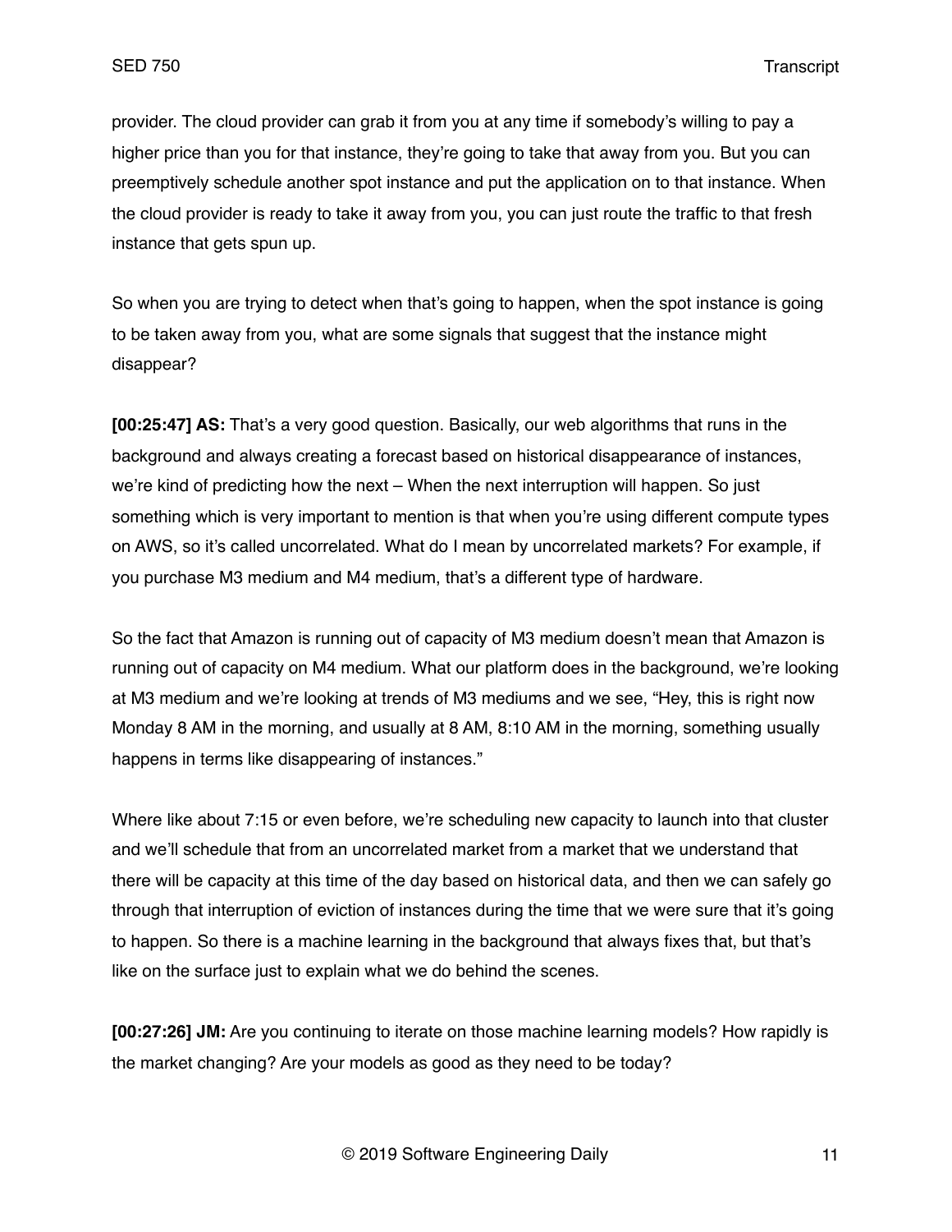provider. The cloud provider can grab it from you at any time if somebody's willing to pay a higher price than you for that instance, they're going to take that away from you. But you can preemptively schedule another spot instance and put the application on to that instance. When the cloud provider is ready to take it away from you, you can just route the traffic to that fresh instance that gets spun up.

So when you are trying to detect when that's going to happen, when the spot instance is going to be taken away from you, what are some signals that suggest that the instance might disappear?

**[00:25:47] AS:** That's a very good question. Basically, our web algorithms that runs in the background and always creating a forecast based on historical disappearance of instances, we're kind of predicting how the next – When the next interruption will happen. So just something which is very important to mention is that when you're using different compute types on AWS, so it's called uncorrelated. What do I mean by uncorrelated markets? For example, if you purchase M3 medium and M4 medium, that's a different type of hardware.

So the fact that Amazon is running out of capacity of M3 medium doesn't mean that Amazon is running out of capacity on M4 medium. What our platform does in the background, we're looking at M3 medium and we're looking at trends of M3 mediums and we see, "Hey, this is right now Monday 8 AM in the morning, and usually at 8 AM, 8:10 AM in the morning, something usually happens in terms like disappearing of instances."

Where like about 7:15 or even before, we're scheduling new capacity to launch into that cluster and we'll schedule that from an uncorrelated market from a market that we understand that there will be capacity at this time of the day based on historical data, and then we can safely go through that interruption of eviction of instances during the time that we were sure that it's going to happen. So there is a machine learning in the background that always fixes that, but that's like on the surface just to explain what we do behind the scenes.

**[00:27:26] JM:** Are you continuing to iterate on those machine learning models? How rapidly is the market changing? Are your models as good as they need to be today?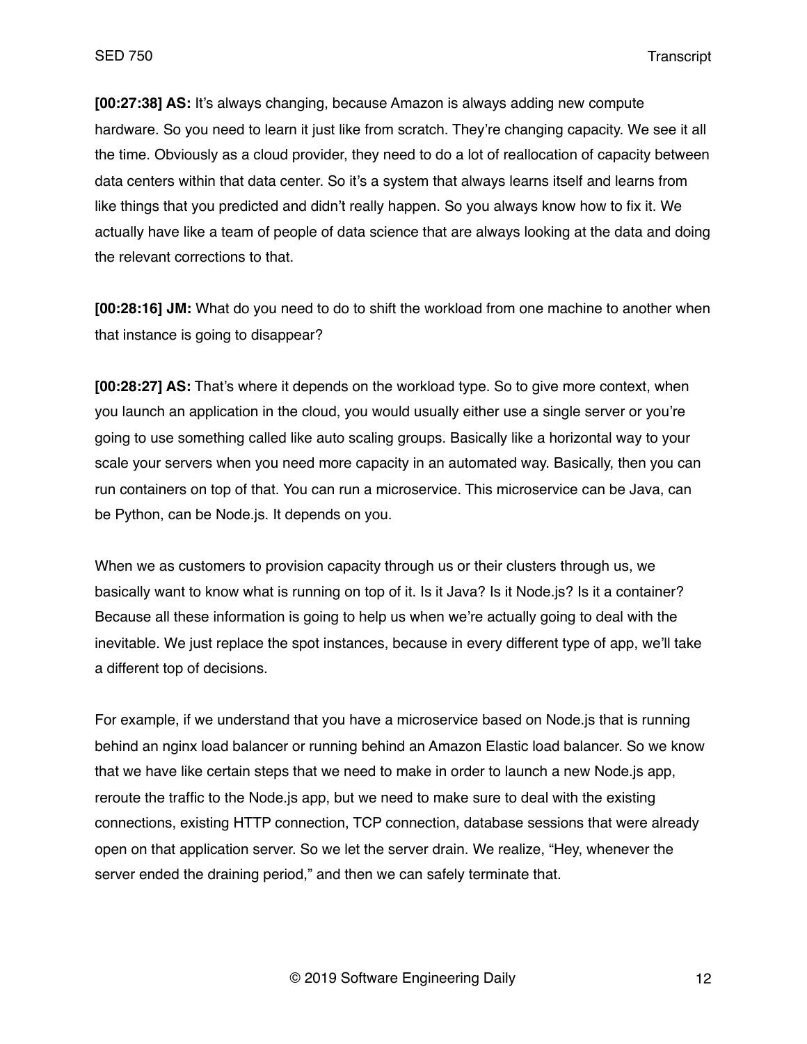**[00:27:38] AS:** It's always changing, because Amazon is always adding new compute hardware. So you need to learn it just like from scratch. They're changing capacity. We see it all the time. Obviously as a cloud provider, they need to do a lot of reallocation of capacity between data centers within that data center. So it's a system that always learns itself and learns from like things that you predicted and didn't really happen. So you always know how to fix it. We actually have like a team of people of data science that are always looking at the data and doing the relevant corrections to that.

**[00:28:16] JM:** What do you need to do to shift the workload from one machine to another when that instance is going to disappear?

**[00:28:27] AS:** That's where it depends on the workload type. So to give more context, when you launch an application in the cloud, you would usually either use a single server or you're going to use something called like auto scaling groups. Basically like a horizontal way to your scale your servers when you need more capacity in an automated way. Basically, then you can run containers on top of that. You can run a microservice. This microservice can be Java, can be Python, can be Node.js. It depends on you.

When we as customers to provision capacity through us or their clusters through us, we basically want to know what is running on top of it. Is it Java? Is it Node.js? Is it a container? Because all these information is going to help us when we're actually going to deal with the inevitable. We just replace the spot instances, because in every different type of app, we'll take a different top of decisions.

For example, if we understand that you have a microservice based on Node.js that is running behind an nginx load balancer or running behind an Amazon Elastic load balancer. So we know that we have like certain steps that we need to make in order to launch a new Node.js app, reroute the traffic to the Node.js app, but we need to make sure to deal with the existing connections, existing HTTP connection, TCP connection, database sessions that were already open on that application server. So we let the server drain. We realize, "Hey, whenever the server ended the draining period," and then we can safely terminate that.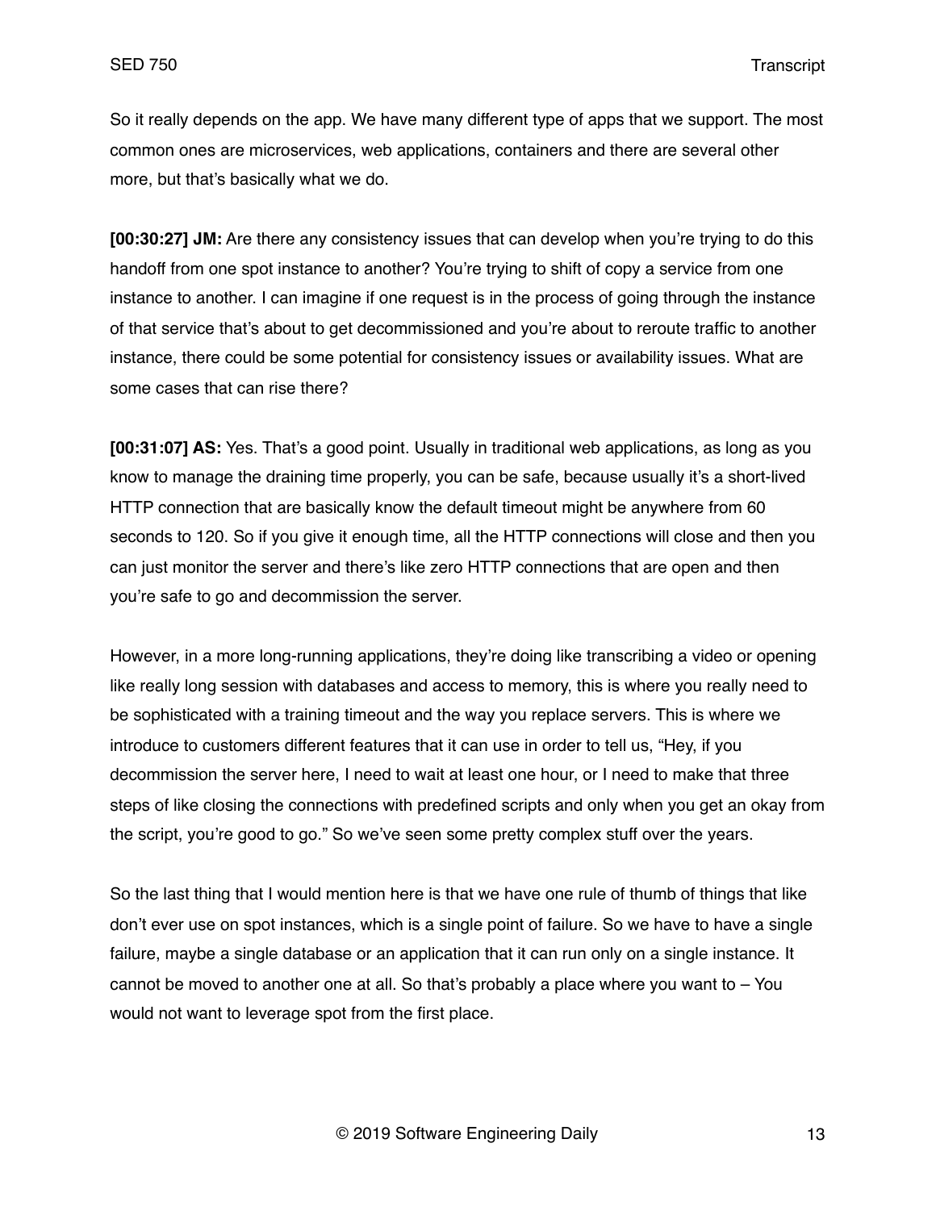So it really depends on the app. We have many different type of apps that we support. The most common ones are microservices, web applications, containers and there are several other more, but that's basically what we do.

**[00:30:27] JM:** Are there any consistency issues that can develop when you're trying to do this handoff from one spot instance to another? You're trying to shift of copy a service from one instance to another. I can imagine if one request is in the process of going through the instance of that service that's about to get decommissioned and you're about to reroute traffic to another instance, there could be some potential for consistency issues or availability issues. What are some cases that can rise there?

**[00:31:07] AS:** Yes. That's a good point. Usually in traditional web applications, as long as you know to manage the draining time properly, you can be safe, because usually it's a short-lived HTTP connection that are basically know the default timeout might be anywhere from 60 seconds to 120. So if you give it enough time, all the HTTP connections will close and then you can just monitor the server and there's like zero HTTP connections that are open and then you're safe to go and decommission the server.

However, in a more long-running applications, they're doing like transcribing a video or opening like really long session with databases and access to memory, this is where you really need to be sophisticated with a training timeout and the way you replace servers. This is where we introduce to customers different features that it can use in order to tell us, "Hey, if you decommission the server here, I need to wait at least one hour, or I need to make that three steps of like closing the connections with predefined scripts and only when you get an okay from the script, you're good to go." So we've seen some pretty complex stuff over the years.

So the last thing that I would mention here is that we have one rule of thumb of things that like don't ever use on spot instances, which is a single point of failure. So we have to have a single failure, maybe a single database or an application that it can run only on a single instance. It cannot be moved to another one at all. So that's probably a place where you want to – You would not want to leverage spot from the first place.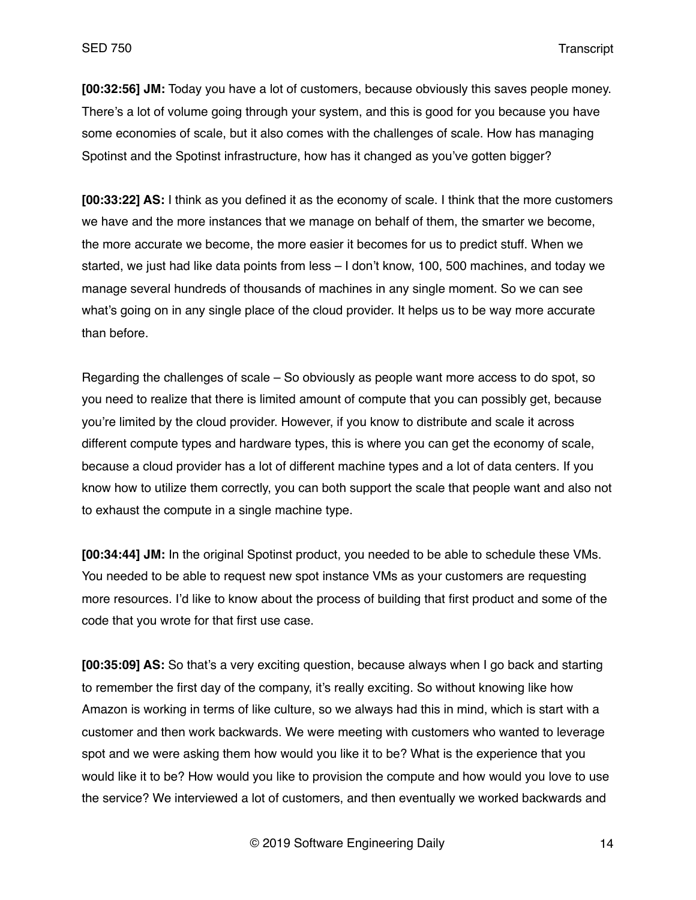**[00:32:56] JM:** Today you have a lot of customers, because obviously this saves people money. There's a lot of volume going through your system, and this is good for you because you have some economies of scale, but it also comes with the challenges of scale. How has managing Spotinst and the Spotinst infrastructure, how has it changed as you've gotten bigger?

**[00:33:22] AS:** I think as you defined it as the economy of scale. I think that the more customers we have and the more instances that we manage on behalf of them, the smarter we become, the more accurate we become, the more easier it becomes for us to predict stuff. When we started, we just had like data points from less – I don't know, 100, 500 machines, and today we manage several hundreds of thousands of machines in any single moment. So we can see what's going on in any single place of the cloud provider. It helps us to be way more accurate than before.

Regarding the challenges of scale – So obviously as people want more access to do spot, so you need to realize that there is limited amount of compute that you can possibly get, because you're limited by the cloud provider. However, if you know to distribute and scale it across different compute types and hardware types, this is where you can get the economy of scale, because a cloud provider has a lot of different machine types and a lot of data centers. If you know how to utilize them correctly, you can both support the scale that people want and also not to exhaust the compute in a single machine type.

**[00:34:44] JM:** In the original Spotinst product, you needed to be able to schedule these VMs. You needed to be able to request new spot instance VMs as your customers are requesting more resources. I'd like to know about the process of building that first product and some of the code that you wrote for that first use case.

**[00:35:09] AS:** So that's a very exciting question, because always when I go back and starting to remember the first day of the company, it's really exciting. So without knowing like how Amazon is working in terms of like culture, so we always had this in mind, which is start with a customer and then work backwards. We were meeting with customers who wanted to leverage spot and we were asking them how would you like it to be? What is the experience that you would like it to be? How would you like to provision the compute and how would you love to use the service? We interviewed a lot of customers, and then eventually we worked backwards and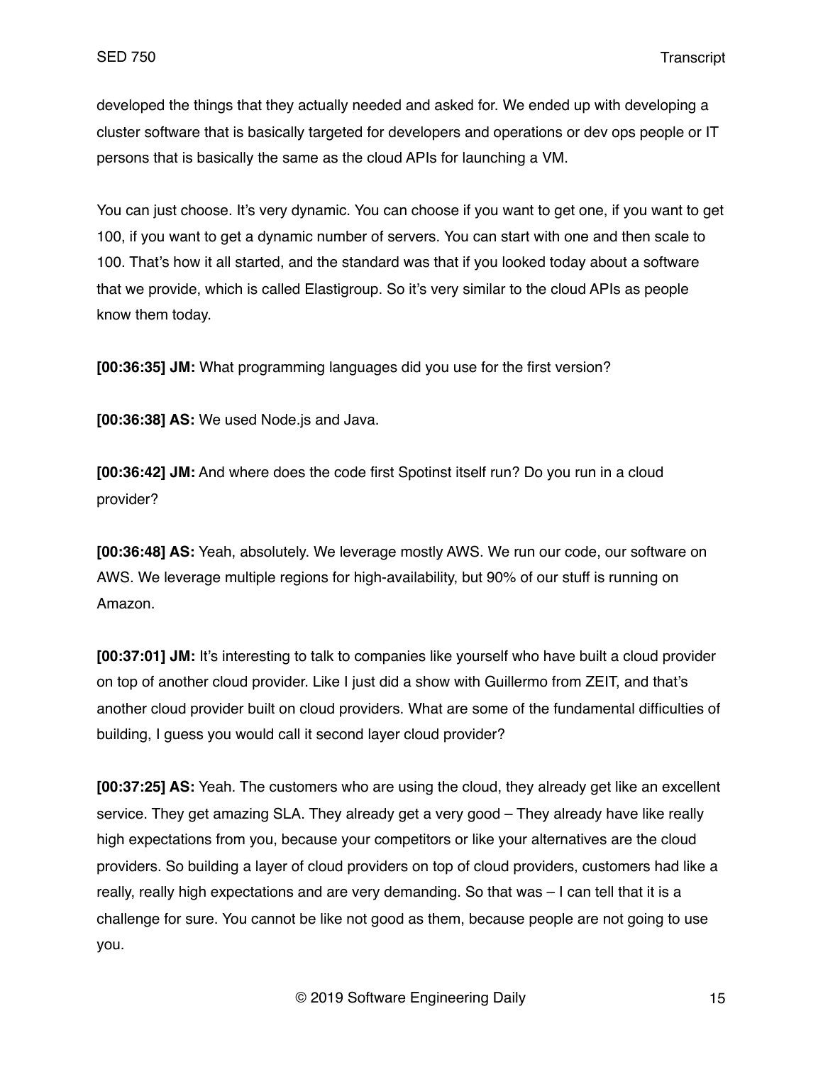developed the things that they actually needed and asked for. We ended up with developing a cluster software that is basically targeted for developers and operations or dev ops people or IT persons that is basically the same as the cloud APIs for launching a VM.

You can just choose. It's very dynamic. You can choose if you want to get one, if you want to get 100, if you want to get a dynamic number of servers. You can start with one and then scale to 100. That's how it all started, and the standard was that if you looked today about a software that we provide, which is called Elastigroup. So it's very similar to the cloud APIs as people know them today.

**[00:36:35] JM:** What programming languages did you use for the first version?

**[00:36:38] AS:** We used Node.js and Java.

**[00:36:42] JM:** And where does the code first Spotinst itself run? Do you run in a cloud provider?

**[00:36:48] AS:** Yeah, absolutely. We leverage mostly AWS. We run our code, our software on AWS. We leverage multiple regions for high-availability, but 90% of our stuff is running on Amazon.

**[00:37:01] JM:** It's interesting to talk to companies like yourself who have built a cloud provider on top of another cloud provider. Like I just did a show with Guillermo from ZEIT, and that's another cloud provider built on cloud providers. What are some of the fundamental difficulties of building, I guess you would call it second layer cloud provider?

**[00:37:25] AS:** Yeah. The customers who are using the cloud, they already get like an excellent service. They get amazing SLA. They already get a very good – They already have like really high expectations from you, because your competitors or like your alternatives are the cloud providers. So building a layer of cloud providers on top of cloud providers, customers had like a really, really high expectations and are very demanding. So that was – I can tell that it is a challenge for sure. You cannot be like not good as them, because people are not going to use you.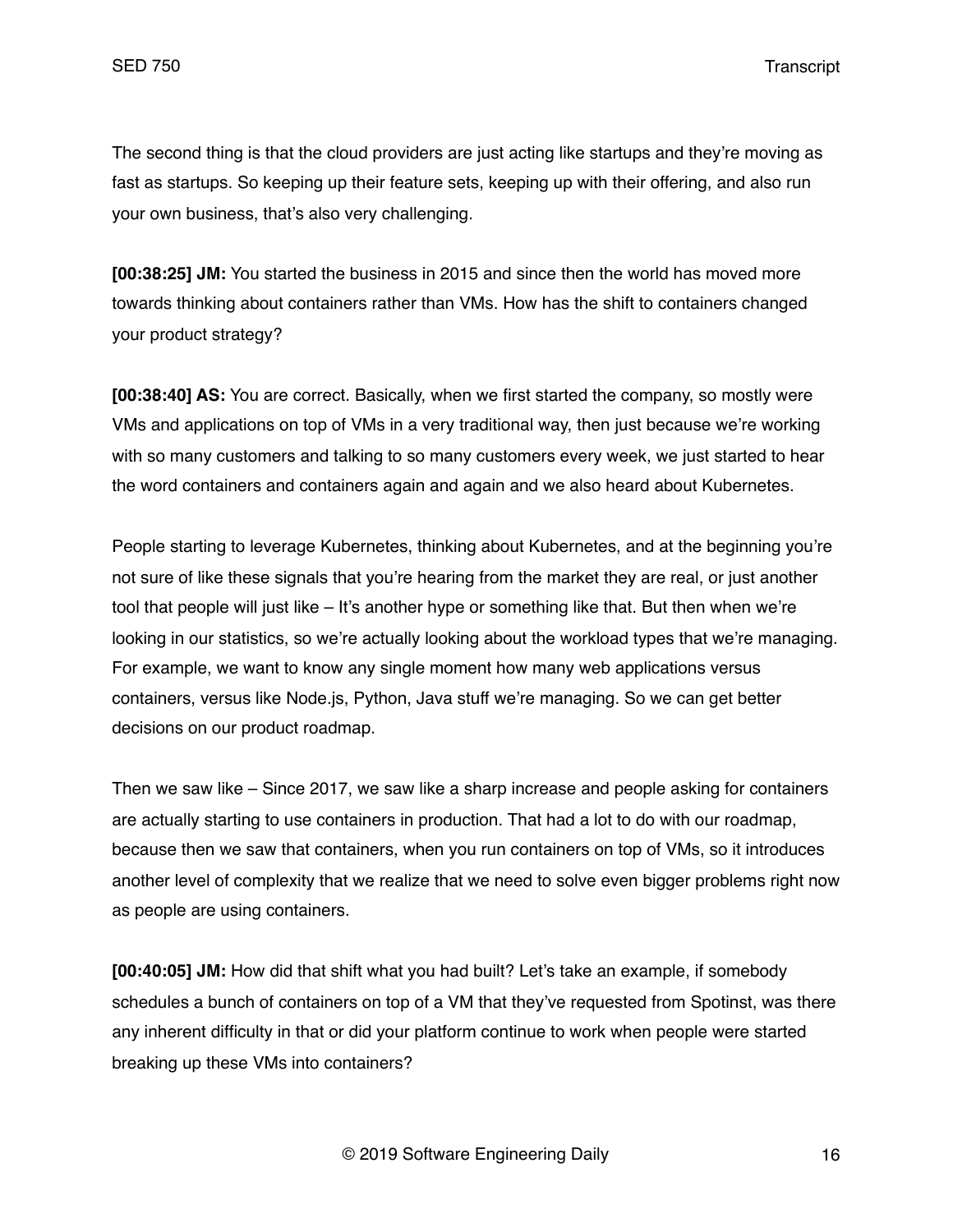The second thing is that the cloud providers are just acting like startups and they're moving as fast as startups. So keeping up their feature sets, keeping up with their offering, and also run your own business, that's also very challenging.

**[00:38:25] JM:** You started the business in 2015 and since then the world has moved more towards thinking about containers rather than VMs. How has the shift to containers changed your product strategy?

**[00:38:40] AS:** You are correct. Basically, when we first started the company, so mostly were VMs and applications on top of VMs in a very traditional way, then just because we're working with so many customers and talking to so many customers every week, we just started to hear the word containers and containers again and again and we also heard about Kubernetes.

People starting to leverage Kubernetes, thinking about Kubernetes, and at the beginning you're not sure of like these signals that you're hearing from the market they are real, or just another tool that people will just like – It's another hype or something like that. But then when we're looking in our statistics, so we're actually looking about the workload types that we're managing. For example, we want to know any single moment how many web applications versus containers, versus like Node.js, Python, Java stuff we're managing. So we can get better decisions on our product roadmap.

Then we saw like – Since 2017, we saw like a sharp increase and people asking for containers are actually starting to use containers in production. That had a lot to do with our roadmap, because then we saw that containers, when you run containers on top of VMs, so it introduces another level of complexity that we realize that we need to solve even bigger problems right now as people are using containers.

**[00:40:05] JM:** How did that shift what you had built? Let's take an example, if somebody schedules a bunch of containers on top of a VM that they've requested from Spotinst, was there any inherent difficulty in that or did your platform continue to work when people were started breaking up these VMs into containers?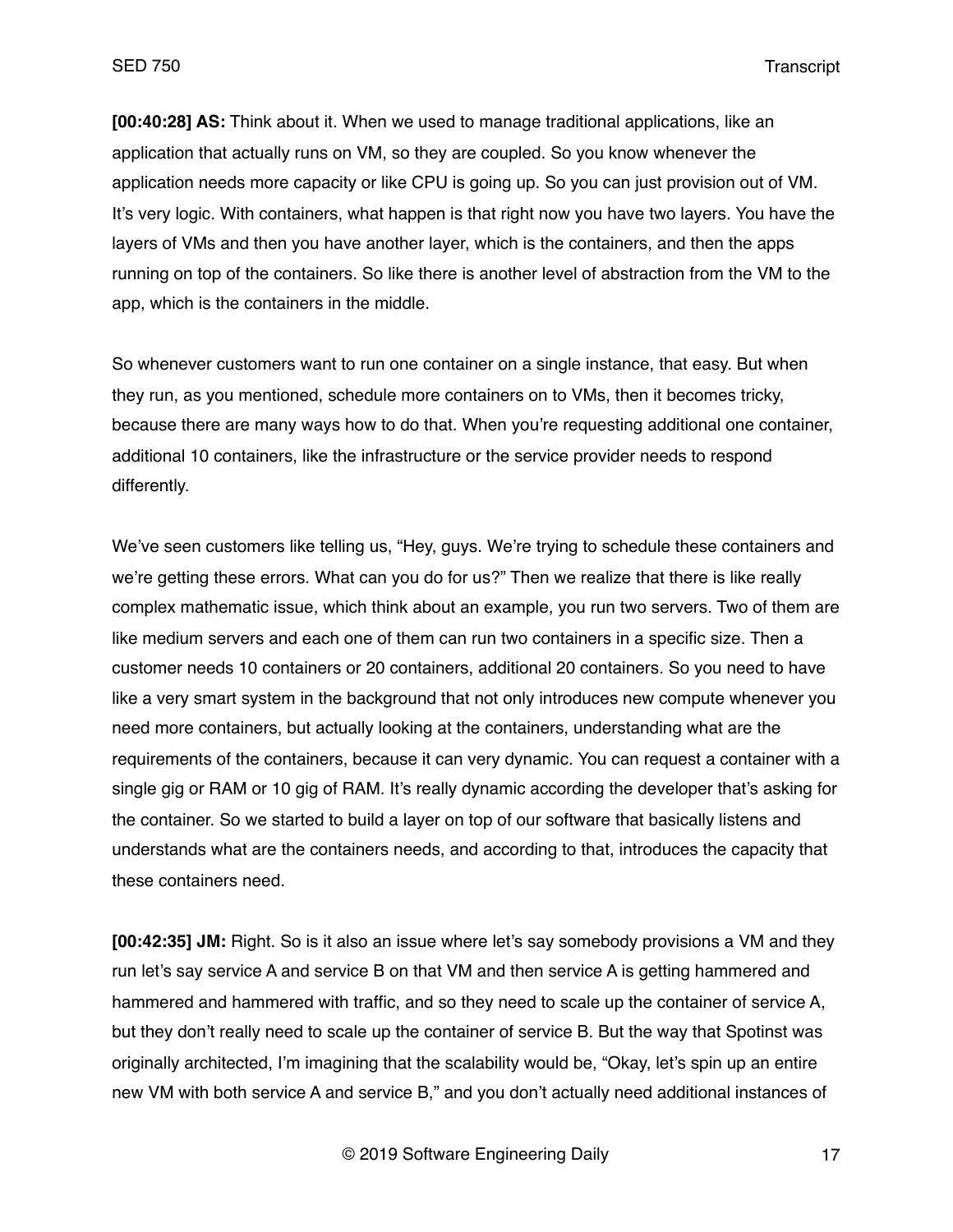**[00:40:28] AS:** Think about it. When we used to manage traditional applications, like an application that actually runs on VM, so they are coupled. So you know whenever the application needs more capacity or like CPU is going up. So you can just provision out of VM. It's very logic. With containers, what happen is that right now you have two layers. You have the layers of VMs and then you have another layer, which is the containers, and then the apps running on top of the containers. So like there is another level of abstraction from the VM to the app, which is the containers in the middle.

So whenever customers want to run one container on a single instance, that easy. But when they run, as you mentioned, schedule more containers on to VMs, then it becomes tricky, because there are many ways how to do that. When you're requesting additional one container, additional 10 containers, like the infrastructure or the service provider needs to respond differently.

We've seen customers like telling us, "Hey, guys. We're trying to schedule these containers and we're getting these errors. What can you do for us?" Then we realize that there is like really complex mathematic issue, which think about an example, you run two servers. Two of them are like medium servers and each one of them can run two containers in a specific size. Then a customer needs 10 containers or 20 containers, additional 20 containers. So you need to have like a very smart system in the background that not only introduces new compute whenever you need more containers, but actually looking at the containers, understanding what are the requirements of the containers, because it can very dynamic. You can request a container with a single gig or RAM or 10 gig of RAM. It's really dynamic according the developer that's asking for the container. So we started to build a layer on top of our software that basically listens and understands what are the containers needs, and according to that, introduces the capacity that these containers need.

**[00:42:35] JM:** Right. So is it also an issue where let's say somebody provisions a VM and they run let's say service A and service B on that VM and then service A is getting hammered and hammered and hammered with traffic, and so they need to scale up the container of service A, but they don't really need to scale up the container of service B. But the way that Spotinst was originally architected, I'm imagining that the scalability would be, "Okay, let's spin up an entire new VM with both service A and service B," and you don't actually need additional instances of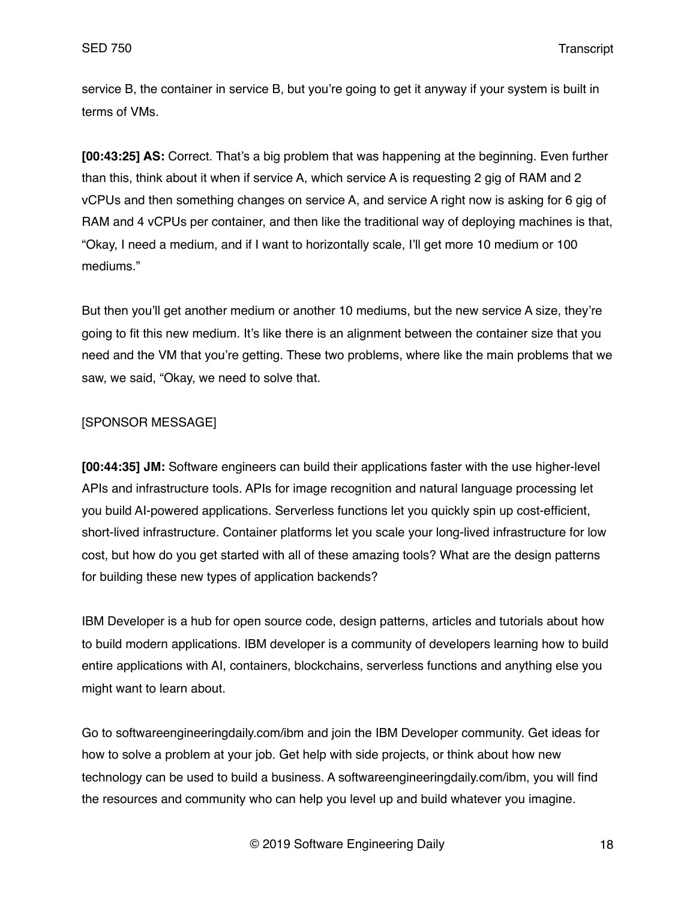service B, the container in service B, but you're going to get it anyway if your system is built in terms of VMs.

**[00:43:25] AS:** Correct. That's a big problem that was happening at the beginning. Even further than this, think about it when if service A, which service A is requesting 2 gig of RAM and 2 vCPUs and then something changes on service A, and service A right now is asking for 6 gig of RAM and 4 vCPUs per container, and then like the traditional way of deploying machines is that, "Okay, I need a medium, and if I want to horizontally scale, I'll get more 10 medium or 100 mediums."

But then you'll get another medium or another 10 mediums, but the new service A size, they're going to fit this new medium. It's like there is an alignment between the container size that you need and the VM that you're getting. These two problems, where like the main problems that we saw, we said, "Okay, we need to solve that.

[SPONSOR MESSAGE]

**[00:44:35] JM:** Software engineers can build their applications faster with the use higher-level APIs and infrastructure tools. APIs for image recognition and natural language processing let you build AI-powered applications. Serverless functions let you quickly spin up cost-efficient, short-lived infrastructure. Container platforms let you scale your long-lived infrastructure for low cost, but how do you get started with all of these amazing tools? What are the design patterns for building these new types of application backends?

IBM Developer is a hub for open source code, design patterns, articles and tutorials about how to build modern applications. IBM developer is a community of developers learning how to build entire applications with AI, containers, blockchains, serverless functions and anything else you might want to learn about.

Go to softwareengineeringdaily.com/ibm and join the IBM Developer community. Get ideas for how to solve a problem at your job. Get help with side projects, or think about how new technology can be used to build a business. A softwareengineeringdaily.com/ibm, you will find the resources and community who can help you level up and build whatever you imagine.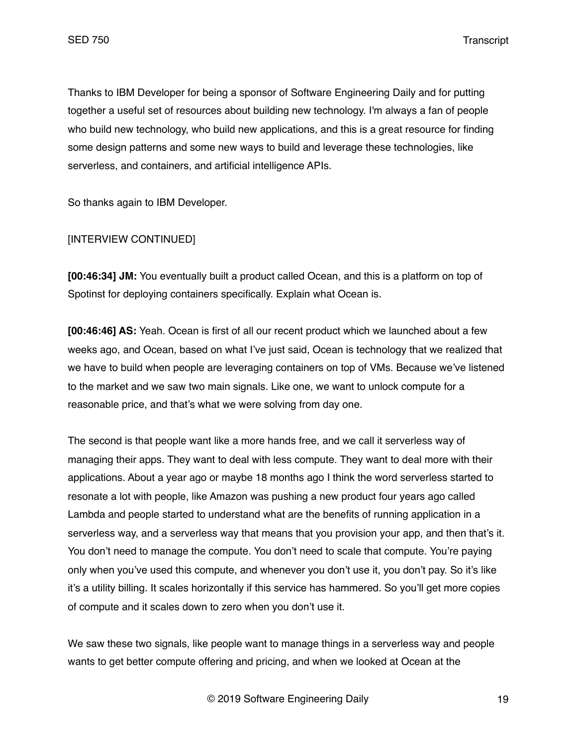Thanks to IBM Developer for being a sponsor of Software Engineering Daily and for putting together a useful set of resources about building new technology. I'm always a fan of people who build new technology, who build new applications, and this is a great resource for finding some design patterns and some new ways to build and leverage these technologies, like serverless, and containers, and artificial intelligence APIs.

So thanks again to IBM Developer.

[INTERVIEW CONTINUED]

**[00:46:34] JM:** You eventually built a product called Ocean, and this is a platform on top of Spotinst for deploying containers specifically. Explain what Ocean is.

**[00:46:46] AS:** Yeah. Ocean is first of all our recent product which we launched about a few weeks ago, and Ocean, based on what I've just said, Ocean is technology that we realized that we have to build when people are leveraging containers on top of VMs. Because we've listened to the market and we saw two main signals. Like one, we want to unlock compute for a reasonable price, and that's what we were solving from day one.

The second is that people want like a more hands free, and we call it serverless way of managing their apps. They want to deal with less compute. They want to deal more with their applications. About a year ago or maybe 18 months ago I think the word serverless started to resonate a lot with people, like Amazon was pushing a new product four years ago called Lambda and people started to understand what are the benefits of running application in a serverless way, and a serverless way that means that you provision your app, and then that's it. You don't need to manage the compute. You don't need to scale that compute. You're paying only when you've used this compute, and whenever you don't use it, you don't pay. So it's like it's a utility billing. It scales horizontally if this service has hammered. So you'll get more copies of compute and it scales down to zero when you don't use it.

We saw these two signals, like people want to manage things in a serverless way and people wants to get better compute offering and pricing, and when we looked at Ocean at the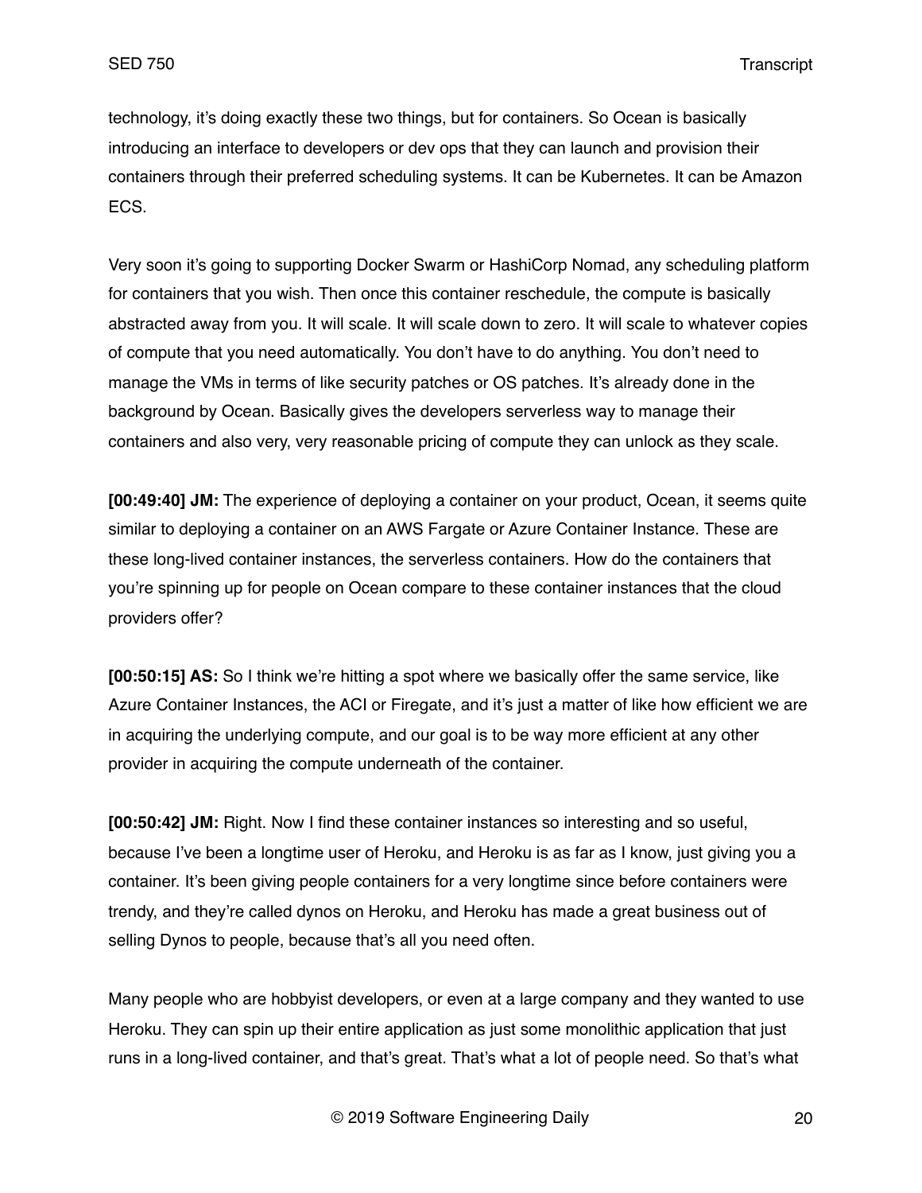technology, it's doing exactly these two things, but for containers. So Ocean is basically introducing an interface to developers or dev ops that they can launch and provision their containers through their preferred scheduling systems. It can be Kubernetes. It can be Amazon ECS.

Very soon it's going to supporting Docker Swarm or HashiCorp Nomad, any scheduling platform for containers that you wish. Then once this container reschedule, the compute is basically abstracted away from you. It will scale. It will scale down to zero. It will scale to whatever copies of compute that you need automatically. You don't have to do anything. You don't need to manage the VMs in terms of like security patches or OS patches. It's already done in the background by Ocean. Basically gives the developers serverless way to manage their containers and also very, very reasonable pricing of compute they can unlock as they scale.

**[00:49:40] JM:** The experience of deploying a container on your product, Ocean, it seems quite similar to deploying a container on an AWS Fargate or Azure Container Instance. These are these long-lived container instances, the serverless containers. How do the containers that you're spinning up for people on Ocean compare to these container instances that the cloud providers offer?

**[00:50:15] AS:** So I think we're hitting a spot where we basically offer the same service, like Azure Container Instances, the ACI or Firegate, and it's just a matter of like how efficient we are in acquiring the underlying compute, and our goal is to be way more efficient at any other provider in acquiring the compute underneath of the container.

**[00:50:42] JM:** Right. Now I find these container instances so interesting and so useful, because I've been a longtime user of Heroku, and Heroku is as far as I know, just giving you a container. It's been giving people containers for a very longtime since before containers were trendy, and they're called dynos on Heroku, and Heroku has made a great business out of selling Dynos to people, because that's all you need often.

Many people who are hobbyist developers, or even at a large company and they wanted to use Heroku. They can spin up their entire application as just some monolithic application that just runs in a long-lived container, and that's great. That's what a lot of people need. So that's what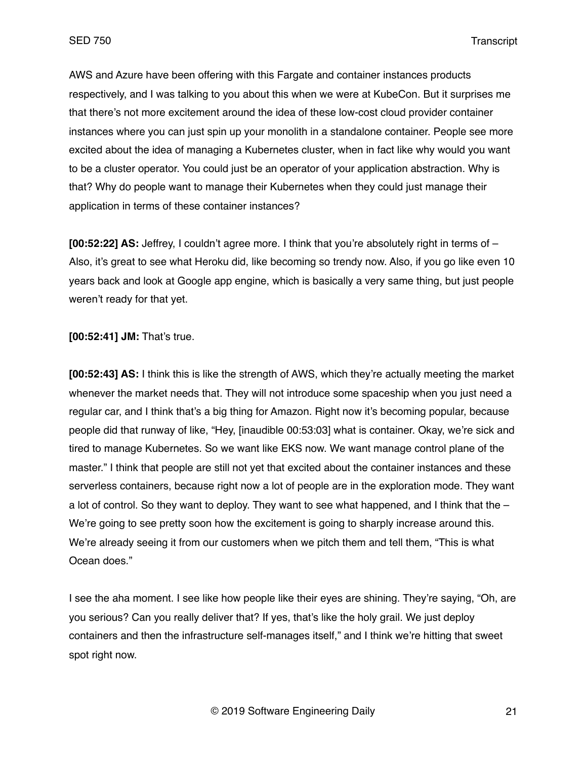AWS and Azure have been offering with this Fargate and container instances products respectively, and I was talking to you about this when we were at KubeCon. But it surprises me that there's not more excitement around the idea of these low-cost cloud provider container instances where you can just spin up your monolith in a standalone container. People see more excited about the idea of managing a Kubernetes cluster, when in fact like why would you want to be a cluster operator. You could just be an operator of your application abstraction. Why is that? Why do people want to manage their Kubernetes when they could just manage their application in terms of these container instances?

**[00:52:22] AS:** Jeffrey, I couldn't agree more. I think that you're absolutely right in terms of – Also, it's great to see what Heroku did, like becoming so trendy now. Also, if you go like even 10 years back and look at Google app engine, which is basically a very same thing, but just people weren't ready for that yet.

**[00:52:41] JM:** That's true.

**[00:52:43] AS:** I think this is like the strength of AWS, which they're actually meeting the market whenever the market needs that. They will not introduce some spaceship when you just need a regular car, and I think that's a big thing for Amazon. Right now it's becoming popular, because people did that runway of like, "Hey, [inaudible 00:53:03] what is container. Okay, we're sick and tired to manage Kubernetes. So we want like EKS now. We want manage control plane of the master." I think that people are still not yet that excited about the container instances and these serverless containers, because right now a lot of people are in the exploration mode. They want a lot of control. So they want to deploy. They want to see what happened, and I think that the – We're going to see pretty soon how the excitement is going to sharply increase around this. We're already seeing it from our customers when we pitch them and tell them, "This is what Ocean does."

I see the aha moment. I see like how people like their eyes are shining. They're saying, "Oh, are you serious? Can you really deliver that? If yes, that's like the holy grail. We just deploy containers and then the infrastructure self-manages itself," and I think we're hitting that sweet spot right now.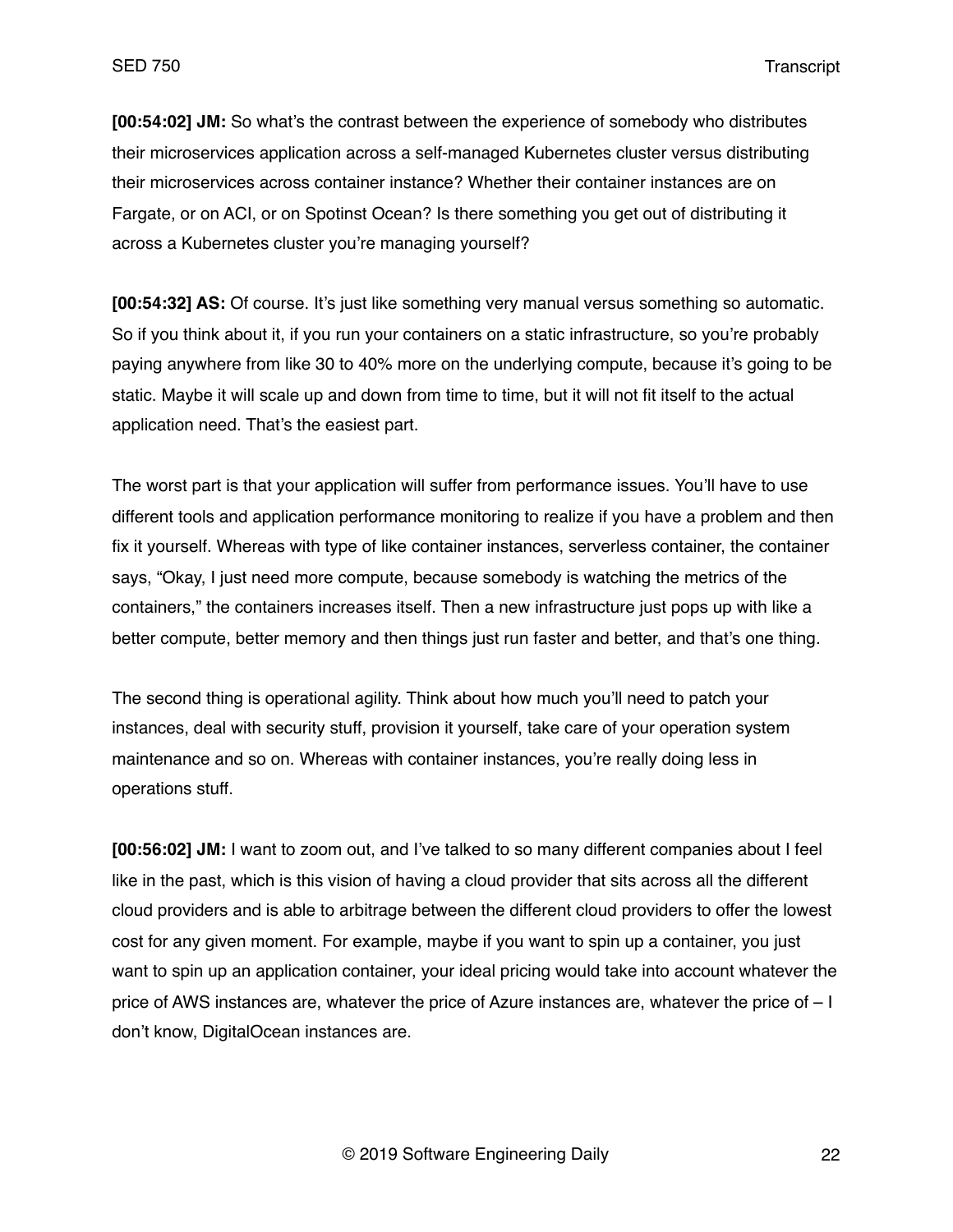**[00:54:02] JM:** So what's the contrast between the experience of somebody who distributes their microservices application across a self-managed Kubernetes cluster versus distributing their microservices across container instance? Whether their container instances are on Fargate, or on ACI, or on Spotinst Ocean? Is there something you get out of distributing it across a Kubernetes cluster you're managing yourself?

**[00:54:32] AS:** Of course. It's just like something very manual versus something so automatic. So if you think about it, if you run your containers on a static infrastructure, so you're probably paying anywhere from like 30 to 40% more on the underlying compute, because it's going to be static. Maybe it will scale up and down from time to time, but it will not fit itself to the actual application need. That's the easiest part.

The worst part is that your application will suffer from performance issues. You'll have to use different tools and application performance monitoring to realize if you have a problem and then fix it yourself. Whereas with type of like container instances, serverless container, the container says, "Okay, I just need more compute, because somebody is watching the metrics of the containers," the containers increases itself. Then a new infrastructure just pops up with like a better compute, better memory and then things just run faster and better, and that's one thing.

The second thing is operational agility. Think about how much you'll need to patch your instances, deal with security stuff, provision it yourself, take care of your operation system maintenance and so on. Whereas with container instances, you're really doing less in operations stuff.

**[00:56:02] JM:** I want to zoom out, and I've talked to so many different companies about I feel like in the past, which is this vision of having a cloud provider that sits across all the different cloud providers and is able to arbitrage between the different cloud providers to offer the lowest cost for any given moment. For example, maybe if you want to spin up a container, you just want to spin up an application container, your ideal pricing would take into account whatever the price of AWS instances are, whatever the price of Azure instances are, whatever the price of – I don't know, DigitalOcean instances are.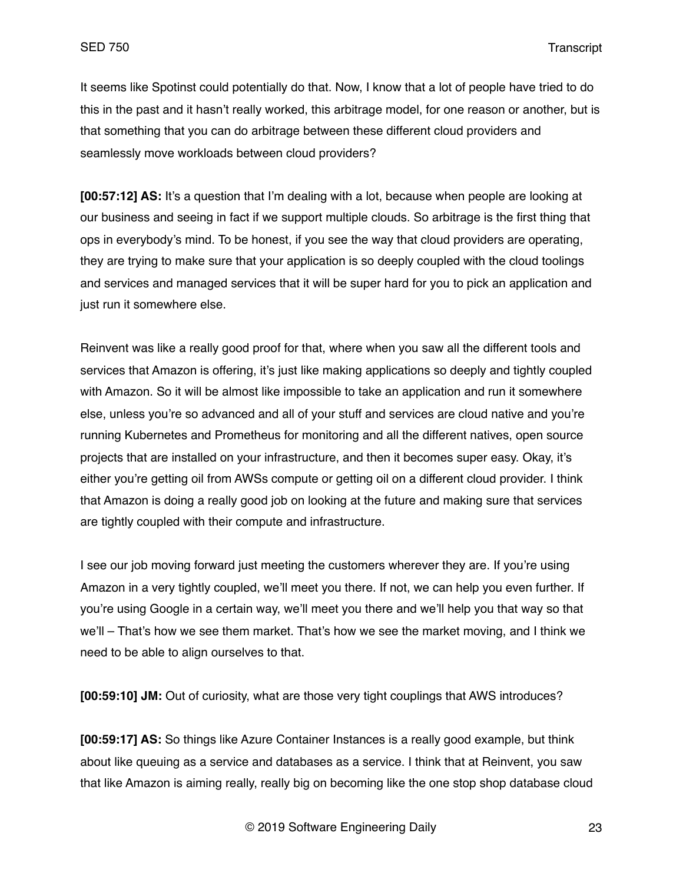It seems like Spotinst could potentially do that. Now, I know that a lot of people have tried to do this in the past and it hasn't really worked, this arbitrage model, for one reason or another, but is that something that you can do arbitrage between these different cloud providers and seamlessly move workloads between cloud providers?

**[00:57:12] AS:** It's a question that I'm dealing with a lot, because when people are looking at our business and seeing in fact if we support multiple clouds. So arbitrage is the first thing that ops in everybody's mind. To be honest, if you see the way that cloud providers are operating, they are trying to make sure that your application is so deeply coupled with the cloud toolings and services and managed services that it will be super hard for you to pick an application and just run it somewhere else.

Reinvent was like a really good proof for that, where when you saw all the different tools and services that Amazon is offering, it's just like making applications so deeply and tightly coupled with Amazon. So it will be almost like impossible to take an application and run it somewhere else, unless you're so advanced and all of your stuff and services are cloud native and you're running Kubernetes and Prometheus for monitoring and all the different natives, open source projects that are installed on your infrastructure, and then it becomes super easy. Okay, it's either you're getting oil from AWSs compute or getting oil on a different cloud provider. I think that Amazon is doing a really good job on looking at the future and making sure that services are tightly coupled with their compute and infrastructure.

I see our job moving forward just meeting the customers wherever they are. If you're using Amazon in a very tightly coupled, we'll meet you there. If not, we can help you even further. If you're using Google in a certain way, we'll meet you there and we'll help you that way so that we'll – That's how we see them market. That's how we see the market moving, and I think we need to be able to align ourselves to that.

**[00:59:10] JM:** Out of curiosity, what are those very tight couplings that AWS introduces?

**[00:59:17] AS:** So things like Azure Container Instances is a really good example, but think about like queuing as a service and databases as a service. I think that at Reinvent, you saw that like Amazon is aiming really, really big on becoming like the one stop shop database cloud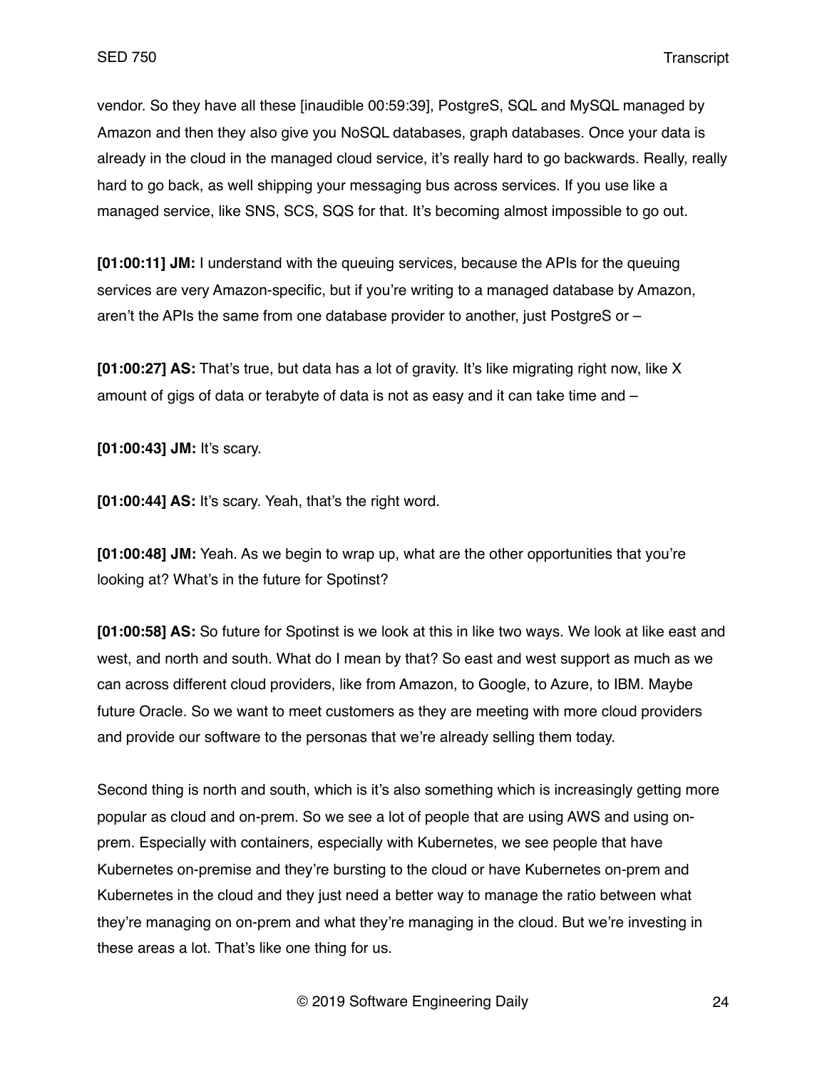vendor. So they have all these [inaudible 00:59:39], PostgreS, SQL and MySQL managed by Amazon and then they also give you NoSQL databases, graph databases. Once your data is already in the cloud in the managed cloud service, it's really hard to go backwards. Really, really hard to go back, as well shipping your messaging bus across services. If you use like a managed service, like SNS, SCS, SQS for that. It's becoming almost impossible to go out.

**[01:00:11] JM:** I understand with the queuing services, because the APIs for the queuing services are very Amazon-specific, but if you're writing to a managed database by Amazon, aren't the APIs the same from one database provider to another, just PostgreS or –

**[01:00:27] AS:** That's true, but data has a lot of gravity. It's like migrating right now, like X amount of gigs of data or terabyte of data is not as easy and it can take time and –

**[01:00:43] JM:** It's scary.

**[01:00:44] AS:** It's scary. Yeah, that's the right word.

**[01:00:48] JM:** Yeah. As we begin to wrap up, what are the other opportunities that you're looking at? What's in the future for Spotinst?

**[01:00:58] AS:** So future for Spotinst is we look at this in like two ways. We look at like east and west, and north and south. What do I mean by that? So east and west support as much as we can across different cloud providers, like from Amazon, to Google, to Azure, to IBM. Maybe future Oracle. So we want to meet customers as they are meeting with more cloud providers and provide our software to the personas that we're already selling them today.

Second thing is north and south, which is it's also something which is increasingly getting more popular as cloud and on-prem. So we see a lot of people that are using AWS and using on-prem. Especially with containers, especially with Kubernetes, we see people that have Kubernetes on-premise and they're bursting to the cloud or have Kubernetes on-prem and Kubernetes in the cloud and they just need a better way to manage the ratio between what they're managing on on-prem and what they're managing in the cloud. But we're investing in these areas a lot. That's like one thing for us.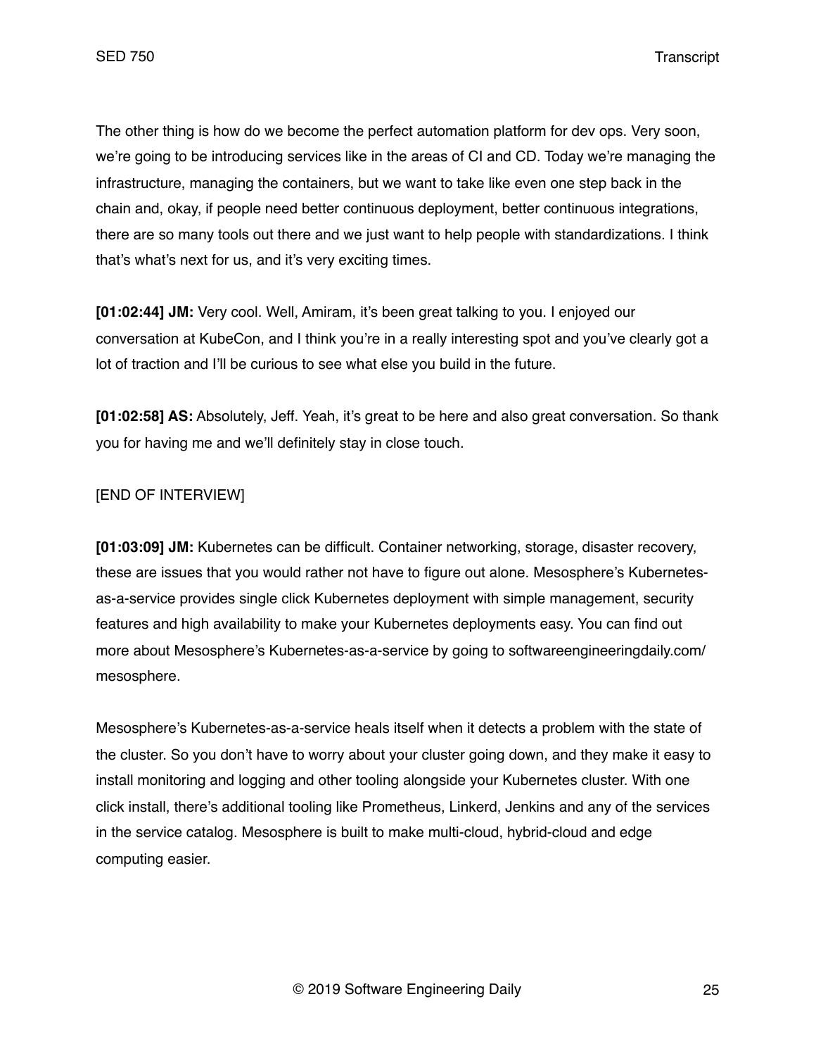The other thing is how do we become the perfect automation platform for dev ops. Very soon, we're going to be introducing services like in the areas of CI and CD. Today we're managing the infrastructure, managing the containers, but we want to take like even one step back in the chain and, okay, if people need better continuous deployment, better continuous integrations, there are so many tools out there and we just want to help people with standardizations. I think that's what's next for us, and it's very exciting times.

**[01:02:44] JM:** Very cool. Well, Amiram, it's been great talking to you. I enjoyed our conversation at KubeCon, and I think you're in a really interesting spot and you've clearly got a lot of traction and I'll be curious to see what else you build in the future.

**[01:02:58] AS:** Absolutely, Jeff. Yeah, it's great to be here and also great conversation. So thank you for having me and we'll definitely stay in close touch.

[END OF INTERVIEW]

**[01:03:09] JM:** Kubernetes can be difficult. Container networking, storage, disaster recovery, these are issues that you would rather not have to figure out alone. Mesosphere's Kubernetes-as-a-service provides single click Kubernetes deployment with simple management, security features and high availability to make your Kubernetes deployments easy. You can find out more about Mesosphere's Kubernetes-as-a-service by going to softwareengineeringdaily.com/mesosphere.

Mesosphere's Kubernetes-as-a-service heals itself when it detects a problem with the state of the cluster. So you don't have to worry about your cluster going down, and they make it easy to install monitoring and logging and other tooling alongside your Kubernetes cluster. With one click install, there's additional tooling like Prometheus, Linkerd, Jenkins and any of the services in the service catalog. Mesosphere is built to make multi-cloud, hybrid-cloud and edge computing easier.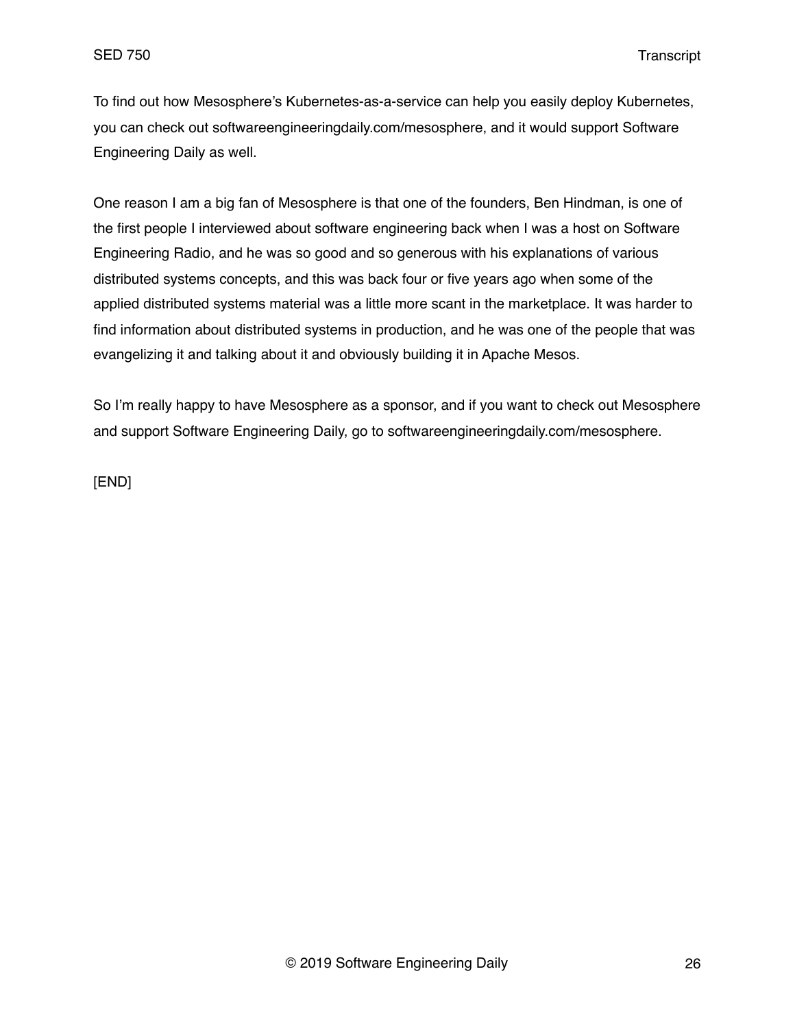To find out how Mesosphere's Kubernetes-as-a-service can help you easily deploy Kubernetes, you can check out softwareengineeringdaily.com/mesosphere, and it would support Software Engineering Daily as well.

One reason I am a big fan of Mesosphere is that one of the founders, Ben Hindman, is one of the first people I interviewed about software engineering back when I was a host on Software Engineering Radio, and he was so good and so generous with his explanations of various distributed systems concepts, and this was back four or five years ago when some of the applied distributed systems material was a little more scant in the marketplace. It was harder to find information about distributed systems in production, and he was one of the people that was evangelizing it and talking about it and obviously building it in Apache Mesos.

So I'm really happy to have Mesosphere as a sponsor, and if you want to check out Mesosphere and support Software Engineering Daily, go to softwareengineeringdaily.com/mesosphere.

[END]